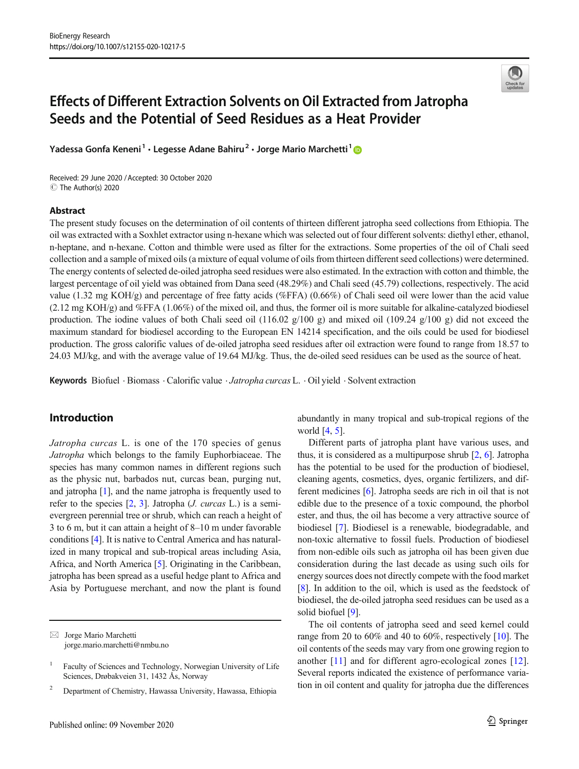# Effects of Different Extraction Solvents on Oil Extracted from Jatropha Seeds and the Potential of Seed Residues as a Heat Provider

Yadessa Gonfa Keneni[1] · Legesse Adane Bahiru[2] · Jorge Mario Marchetti[1]

Received: 29 June 2020 / Accepted: 30 October 2020
© The Author(s) 2020

## Abstract

The present study focuses on the determination of oil contents of thirteen different jatropha seed collections from Ethiopia. The oil was extracted with a Soxhlet extractor using n-hexane which was selected out of four different solvents: diethyl ether, ethanol, n-heptane, and n-hexane. Cotton and thimble were used as filter for the extractions. Some properties of the oil of Chali seed collection and a sample of mixed oils (a mixture of equal volume of oils from thirteen different seed collections) were determined. The energy contents of selected de-oiled jatropha seed residues were also estimated. In the extraction with cotton and thimble, the largest percentage of oil yield was obtained from Dana seed (48.29%) and Chali seed (45.79) collections, respectively. The acid value (1.32 mg KOH/g) and percentage of free fatty acids (%FFA) (0.66%) of Chali seed oil were lower than the acid value (2.12 mg KOH/g) and %FFA (1.06%) of the mixed oil, and thus, the former oil is more suitable for alkaline-catalyzed biodiesel production. The iodine values of both Chali seed oil (116.02 g/100 g) and mixed oil (109.24 g/100 g) did not exceed the maximum standard for biodiesel according to the European EN 14214 specification, and the oils could be used for biodiesel production. The gross calorific values of de-oiled jatropha seed residues after oil extraction were found to range from 18.57 to 24.03 MJ/kg, and with the average value of 19.64 MJ/kg. Thus, the de-oiled seed residues can be used as the source of heat.

**Keywords** Biofuel · Biomass · Calorific value · *Jatropha curcas* L. · Oil yield · Solvent extraction

## Introduction

*Jatropha curcas* L. is one of the 170 species of genus *Jatropha* which belongs to the family Euphorbiaceae. The species has many common names in different regions such as the physic nut, barbados nut, curcas bean, purging nut, and jatropha [1], and the name jatropha is frequently used to refer to the species [2, 3]. Jatropha (*J. curcas* L.) is a semi-evergreen perennial tree or shrub, which can reach a height of 3 to 6 m, but it can attain a height of 8–10 m under favorable conditions [4]. It is native to Central America and has naturalized in many tropical and sub-tropical areas including Asia, Africa, and North America [5]. Originating in the Caribbean, jatropha has been spread as a useful hedge plant to Africa and Asia by Portuguese merchant, and now the plant is found abundantly in many tropical and sub-tropical regions of the world [4, 5].

Different parts of jatropha plant have various uses, and thus, it is considered as a multipurpose shrub [2, 6]. Jatropha has the potential to be used for the production of biodiesel, cleaning agents, cosmetics, dyes, organic fertilizers, and different medicines [6]. Jatropha seeds are rich in oil that is not edible due to the presence of a toxic compound, the phorbol ester, and thus, the oil has become a very attractive source of biodiesel [7]. Biodiesel is a renewable, biodegradable, and non-toxic alternative to fossil fuels. Production of biodiesel from non-edible oils such as jatropha oil has been given due consideration during the last decade as using such oils for energy sources does not directly compete with the food market [8]. In addition to the oil, which is used as the feedstock of biodiesel, the de-oiled jatropha seed residues can be used as a solid biofuel [9].

The oil contents of jatropha seed and seed kernel could range from 20 to 60% and 40 to 60%, respectively [10]. The oil contents of the seeds may vary from one growing region to another [11] and for different agro-ecological zones [12]. Several reports indicated the existence of performance variation in oil content and quality for jatropha due the differences

---

✉ Jorge Mario Marchetti
jorge.mario.marchetti@nmbu.no

[1] Faculty of Sciences and Technology, Norwegian University of Life Sciences, Drøbakveien 31, 1432 Ås, Norway

[2] Department of Chemistry, Hawassa University, Hawassa, Ethiopia

Published online: 09 November 2020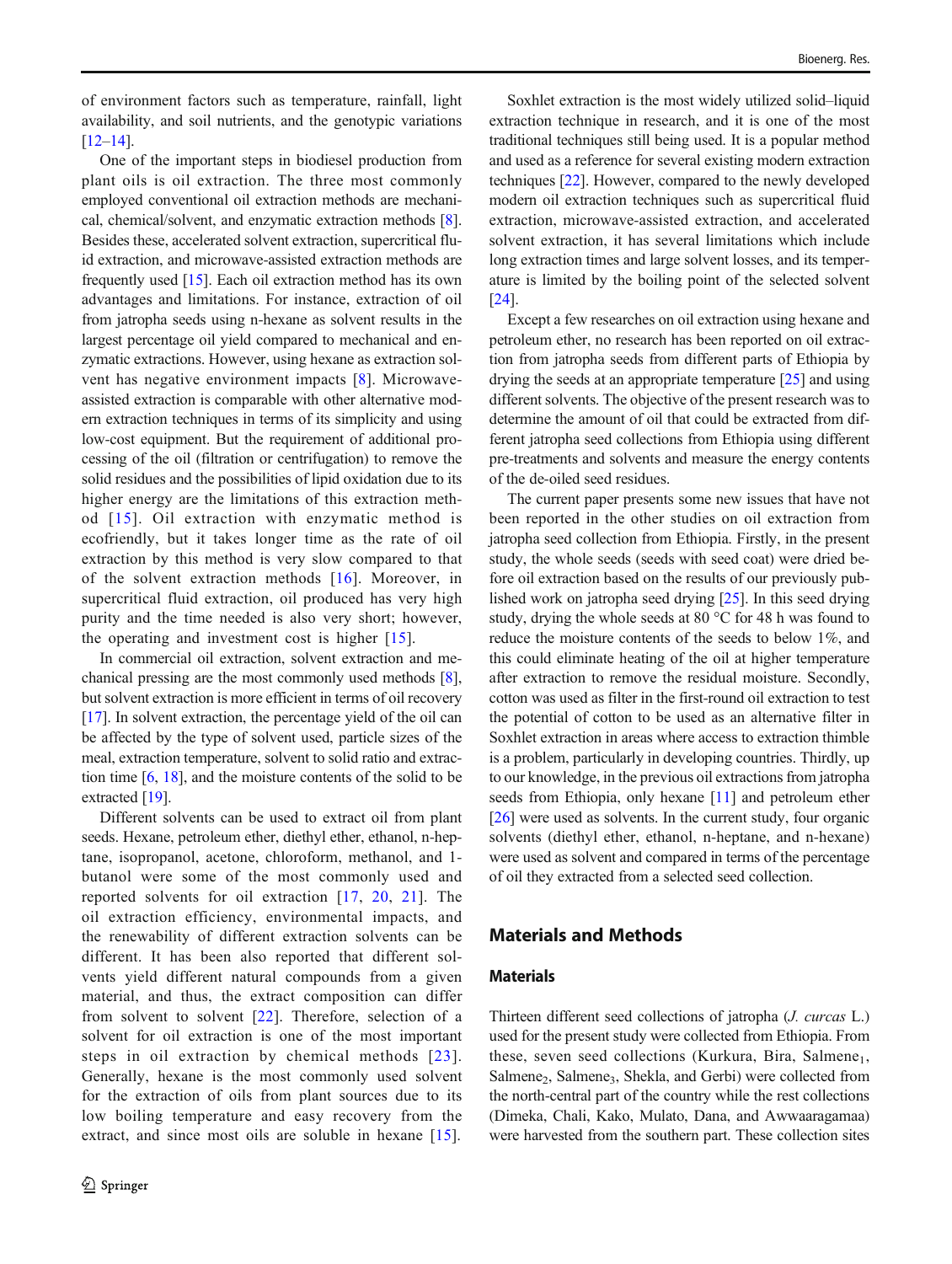of environment factors such as temperature, rainfall, light availability, and soil nutrients, and the genotypic variations [12–14].

One of the important steps in biodiesel production from plant oils is oil extraction. The three most commonly employed conventional oil extraction methods are mechanical, chemical/solvent, and enzymatic extraction methods [8]. Besides these, accelerated solvent extraction, supercritical fluid extraction, and microwave-assisted extraction methods are frequently used [15]. Each oil extraction method has its own advantages and limitations. For instance, extraction of oil from jatropha seeds using n-hexane as solvent results in the largest percentage oil yield compared to mechanical and enzymatic extractions. However, using hexane as extraction solvent has negative environment impacts [8]. Microwave-assisted extraction is comparable with other alternative modern extraction techniques in terms of its simplicity and using low-cost equipment. But the requirement of additional processing of the oil (filtration or centrifugation) to remove the solid residues and the possibilities of lipid oxidation due to its higher energy are the limitations of this extraction method [15]. Oil extraction with enzymatic method is ecofriendly, but it takes longer time as the rate of oil extraction by this method is very slow compared to that of the solvent extraction methods [16]. Moreover, in supercritical fluid extraction, oil produced has very high purity and the time needed is also very short; however, the operating and investment cost is higher [15].

In commercial oil extraction, solvent extraction and mechanical pressing are the most commonly used methods [8], but solvent extraction is more efficient in terms of oil recovery [17]. In solvent extraction, the percentage yield of the oil can be affected by the type of solvent used, particle sizes of the meal, extraction temperature, solvent to solid ratio and extraction time [6, 18], and the moisture contents of the solid to be extracted [19].

Different solvents can be used to extract oil from plant seeds. Hexane, petroleum ether, diethyl ether, ethanol, n-heptane, isopropanol, acetone, chloroform, methanol, and 1-butanol were some of the most commonly used and reported solvents for oil extraction [17, 20, 21]. The oil extraction efficiency, environmental impacts, and the renewability of different extraction solvents can be different. It has been also reported that different solvents yield different natural compounds from a given material, and thus, the extract composition can differ from solvent to solvent [22]. Therefore, selection of a solvent for oil extraction is one of the most important steps in oil extraction by chemical methods [23]. Generally, hexane is the most commonly used solvent for the extraction of oils from plant sources due to its low boiling temperature and easy recovery from the extract, and since most oils are soluble in hexane [15].

Soxhlet extraction is the most widely utilized solid–liquid extraction technique in research, and it is one of the most traditional techniques still being used. It is a popular method and used as a reference for several existing modern extraction techniques [22]. However, compared to the newly developed modern oil extraction techniques such as supercritical fluid extraction, microwave-assisted extraction, and accelerated solvent extraction, it has several limitations which include long extraction times and large solvent losses, and its temperature is limited by the boiling point of the selected solvent [24].

Except a few researches on oil extraction using hexane and petroleum ether, no research has been reported on oil extraction from jatropha seeds from different parts of Ethiopia by drying the seeds at an appropriate temperature [25] and using different solvents. The objective of the present research was to determine the amount of oil that could be extracted from different jatropha seed collections from Ethiopia using different pre-treatments and solvents and measure the energy contents of the de-oiled seed residues.

The current paper presents some new issues that have not been reported in the other studies on oil extraction from jatropha seed collection from Ethiopia. Firstly, in the present study, the whole seeds (seeds with seed coat) were dried before oil extraction based on the results of our previously published work on jatropha seed drying [25]. In this seed drying study, drying the whole seeds at 80 °C for 48 h was found to reduce the moisture contents of the seeds to below 1%, and this could eliminate heating of the oil at higher temperature after extraction to remove the residual moisture. Secondly, cotton was used as filter in the first-round oil extraction to test the potential of cotton to be used as an alternative filter in Soxhlet extraction in areas where access to extraction thimble is a problem, particularly in developing countries. Thirdly, up to our knowledge, in the previous oil extractions from jatropha seeds from Ethiopia, only hexane [11] and petroleum ether [26] were used as solvents. In the current study, four organic solvents (diethyl ether, ethanol, n-heptane, and n-hexane) were used as solvent and compared in terms of the percentage of oil they extracted from a selected seed collection.

## Materials and Methods

### Materials

Thirteen different seed collections of jatropha (*J. curcas* L.) used for the present study were collected from Ethiopia. From these, seven seed collections (Kurkura, Bira, $Salmene_1$, $Salmene_2$, $Salmene_3$, Shekla, and Gerbi) were collected from the north-central part of the country while the rest collections (Dimeka, Chali, Kako, Mulato, Dana, and Awwaaragamaa) were harvested from the southern part. These collection sites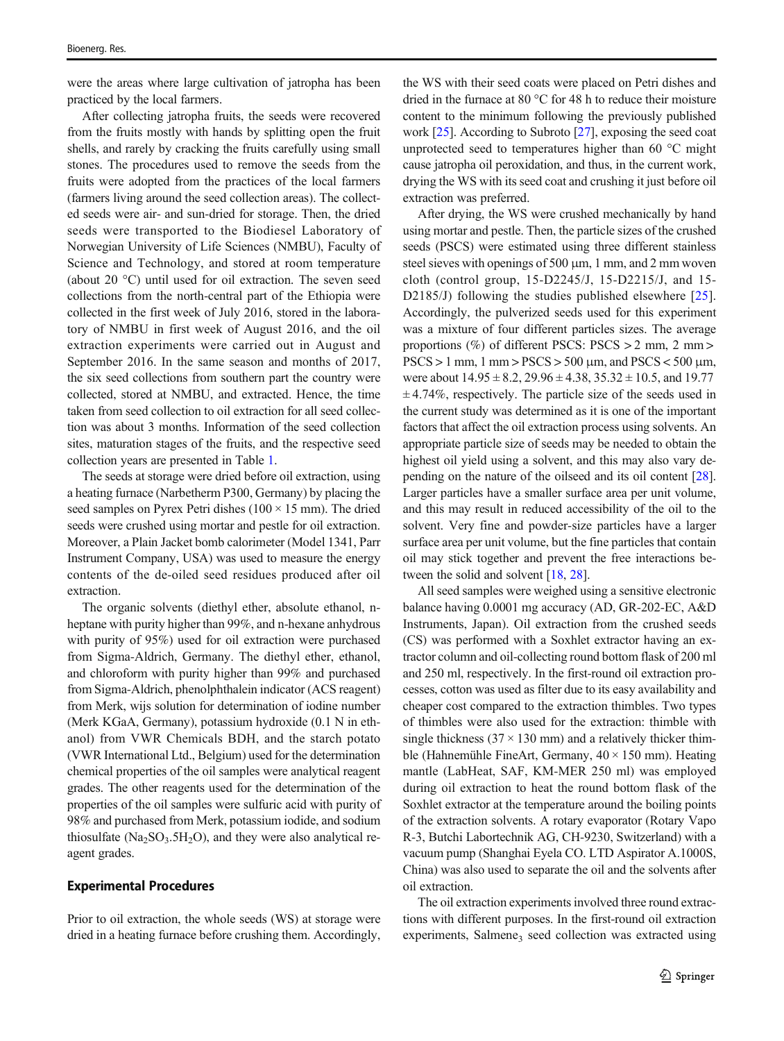were the areas where large cultivation of jatropha has been practiced by the local farmers.

After collecting jatropha fruits, the seeds were recovered from the fruits mostly with hands by splitting open the fruit shells, and rarely by cracking the fruits carefully using small stones. The procedures used to remove the seeds from the fruits were adopted from the practices of the local farmers (farmers living around the seed collection areas). The collected seeds were air- and sun-dried for storage. Then, the dried seeds were transported to the Biodiesel Laboratory of Norwegian University of Life Sciences (NMBU), Faculty of Science and Technology, and stored at room temperature (about 20 °C) until used for oil extraction. The seven seed collections from the north-central part of the Ethiopia were collected in the first week of July 2016, stored in the laboratory of NMBU in first week of August 2016, and the oil extraction experiments were carried out in August and September 2016. In the same season and months of 2017, the six seed collections from southern part the country were collected, stored at NMBU, and extracted. Hence, the time taken from seed collection to oil extraction for all seed collection was about 3 months. Information of the seed collection sites, maturation stages of the fruits, and the respective seed collection years are presented in Table 1.

The seeds at storage were dried before oil extraction, using a heating furnace (Narbetherm P300, Germany) by placing the seed samples on Pyrex Petri dishes (100 × 15 mm). The dried seeds were crushed using mortar and pestle for oil extraction. Moreover, a Plain Jacket bomb calorimeter (Model 1341, Parr Instrument Company, USA) was used to measure the energy contents of the de-oiled seed residues produced after oil extraction.

The organic solvents (diethyl ether, absolute ethanol, n-heptane with purity higher than 99%, and n-hexane anhydrous with purity of 95%) used for oil extraction were purchased from Sigma-Aldrich, Germany. The diethyl ether, ethanol, and chloroform with purity higher than 99% and purchased from Sigma-Aldrich, phenolphthalein indicator (ACS reagent) from Merk, wijs solution for determination of iodine number (Merk KGaA, Germany), potassium hydroxide (0.1 N in ethanol) from VWR Chemicals BDH, and the starch potato (VWR International Ltd., Belgium) used for the determination chemical properties of the oil samples were analytical reagent grades. The other reagents used for the determination of the properties of the oil samples were sulfuric acid with purity of 98% and purchased from Merk, potassium iodide, and sodium thiosulfate ($Na_2SO_3.5H_2O$), and they were also analytical reagent grades.

### Experimental Procedures

Prior to oil extraction, the whole seeds (WS) at storage were dried in a heating furnace before crushing them. Accordingly, the WS with their seed coats were placed on Petri dishes and dried in the furnace at 80 °C for 48 h to reduce their moisture content to the minimum following the previously published work [25]. According to Subroto [27], exposing the seed coat unprotected seed to temperatures higher than 60 °C might cause jatropha oil peroxidation, and thus, in the current work, drying the WS with its seed coat and crushing it just before oil extraction was preferred.

After drying, the WS were crushed mechanically by hand using mortar and pestle. Then, the particle sizes of the crushed seeds (PSCS) were estimated using three different stainless steel sieves with openings of 500 μm, 1 mm, and 2 mm woven cloth (control group, 15-D2245/J, 15-D2215/J, and 15-D2185/J) following the studies published elsewhere [25]. Accordingly, the pulverized seeds used for this experiment was a mixture of four different particles sizes. The average proportions (%) of different PSCS: PSCS > 2 mm, 2 mm > PSCS > 1 mm, 1 mm > PSCS > 500 μm, and PSCS < 500 μm, were about 14.95 ± 8.2, 29.96 ± 4.38, 35.32 ± 10.5, and 19.77 ± 4.74%, respectively. The particle size of the seeds used in the current study was determined as it is one of the important factors that affect the oil extraction process using solvents. An appropriate particle size of seeds may be needed to obtain the highest oil yield using a solvent, and this may also vary depending on the nature of the oilseed and its oil content [28]. Larger particles have a smaller surface area per unit volume, and this may result in reduced accessibility of the oil to the solvent. Very fine and powder-size particles have a larger surface area per unit volume, but the fine particles that contain oil may stick together and prevent the free interactions between the solid and solvent [18, 28].

All seed samples were weighed using a sensitive electronic balance having 0.0001 mg accuracy (AD, GR-202-EC, A&D Instruments, Japan). Oil extraction from the crushed seeds (CS) was performed with a Soxhlet extractor having an extractor column and oil-collecting round bottom flask of 200 ml and 250 ml, respectively. In the first-round oil extraction processes, cotton was used as filter due to its easy availability and cheaper cost compared to the extraction thimbles. Two types of thimbles were also used for the extraction: thimble with single thickness (37 × 130 mm) and a relatively thicker thimble (Hahnemühle FineArt, Germany, 40 × 150 mm). Heating mantle (LabHeat, SAF, KM-MER 250 ml) was employed during oil extraction to heat the round bottom flask of the Soxhlet extractor at the temperature around the boiling points of the extraction solvents. A rotary evaporator (Rotary Vapo R-3, Butchi Labortechnik AG, CH-9230, Switzerland) with a vacuum pump (Shanghai Eyela CO. LTD Aspirator A.1000S, China) was also used to separate the oil and the solvents after oil extraction.

The oil extraction experiments involved three round extractions with different purposes. In the first-round oil extraction experiments, $Salmene_3$ seed collection was extracted using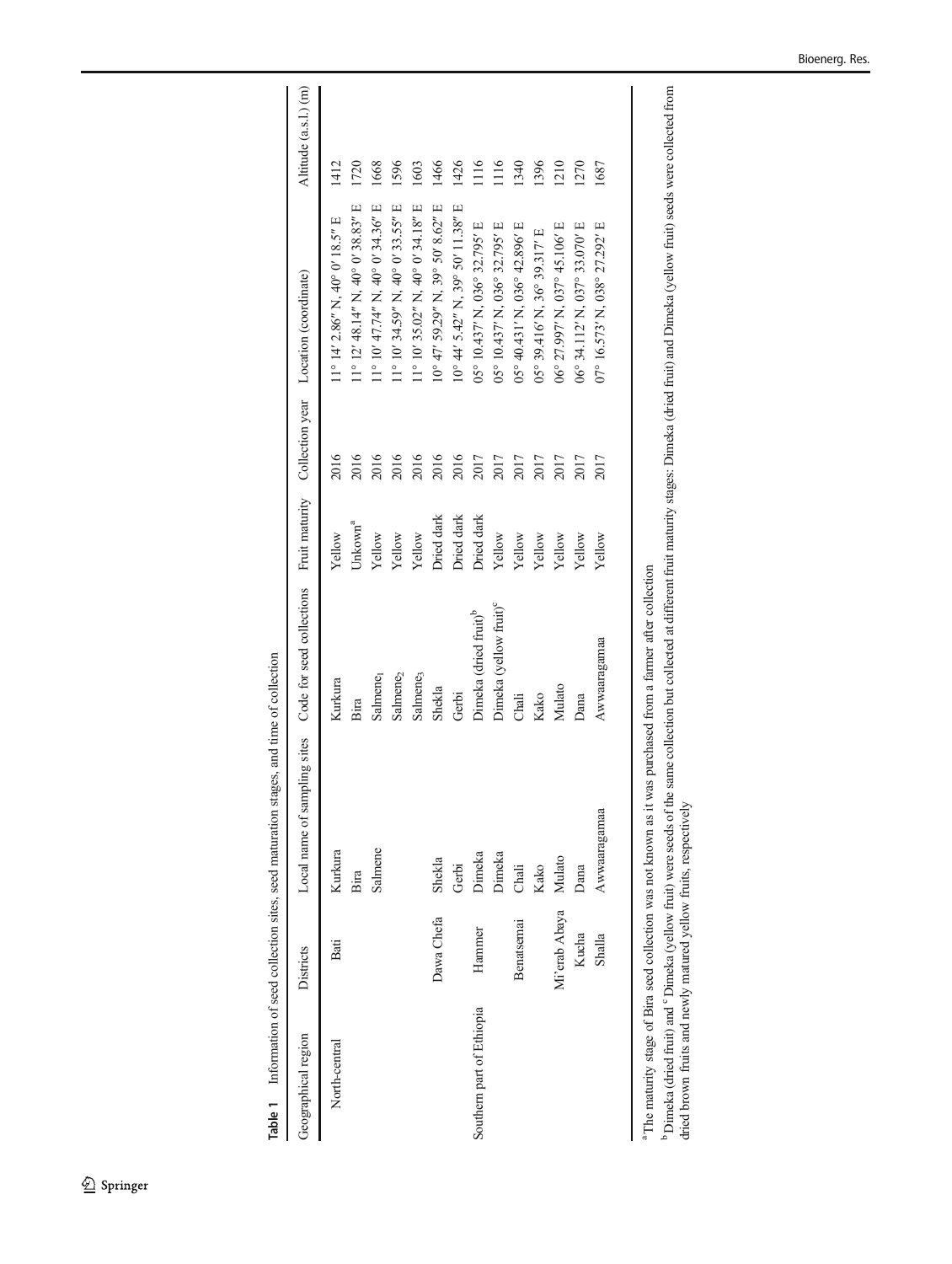**Table 1** Information of seed collection sites, seed maturation stages, and time of collection

| Geographical region | Districts | Local name of sampling sites | Code for seed collections | Fruit maturity | Collection year | Location (coordinate) | Altitude (a.s.l.) (m) |
|---|---|---|---|---|---|---|---|
| North-central | Bati | Kurkura | Kurkura | Yellow | 2016 | 11° 14′ 2.86″ N, 40° 0′ 18.5″ E | 1412 |
| | | Bira | Bira | Unkown[a] | 2016 | 11° 12′ 48.14″ N, 40° 0′ 38.83″ E | 1720 |
| | | Salmene | $Salmene_1$ | Yellow | 2016 | 11° 10′ 47.74″ N, 40° 0′ 34.36″ E | 1668 |
| | | | $Salmene_2$ | Yellow | 2016 | 11° 10′ 34.59″ N, 40° 0′ 33.55″ E | 1596 |
| | | | $Salmene_3$ | Yellow | 2016 | 11° 10′ 35.02″ N, 40° 0′ 34.18″ E | 1603 |
| | Dawa Chefa | Shekla | Shekla | Dried dark | 2016 | 10° 47′ 59.29″ N, 39° 50′ 8.62″ E | 1466 |
| | | Gerbi | Gerbi | Dried dark | 2016 | 10° 44′ 5.42″ N, 39° 50′ 11.38″ E | 1426 |
| Southern part of Ethiopia | Hammer | Dimeka | Dimeka (dried fruit)[b] | Dried dark | 2017 | 05° 10.437′ N, 036° 32.795′ E | 1116 |
| | | Dimeka | Dimeka (yellow fruit)[c] | Yellow | 2017 | 05° 10.437′ N, 036° 32.795′ E | 1116 |
| | Benatsemai | Chali | Chali | Yellow | 2017 | 05° 40.431′ N, 036° 42.896′ E | 1340 |
| | | Kako | Kako | Yellow | 2017 | 05° 39.416′ N, 36° 39.317′ E | 1396 |
| | Mi'erab Abaya | Mulato | Mulato | Yellow | 2017 | 06° 27.997′ N, 037° 45.106′ E | 1210 |
| | Kucha | Dana | Dana | Yellow | 2017 | 06° 34.112′ N, 037° 33.070′ E | 1270 |
| | Shalla | Awwaaragamaa | Awwaaragamaa | Yellow | 2017 | 07° 16.573′ N, 038° 27.292′ E | 1687 |

[a] The maturity stage of Bira seed collection was not known as it was purchased from a farmer after collection

[b] Dimeka (dried fruit) and [c] Dimeka (yellow fruit) were seeds of the same collection but collected at different fruit maturity stages: Dimeka (dried fruit) and Dimeka (yellow fruit) seeds were collected from dried brown fruits and newly matured yellow fruits, respectively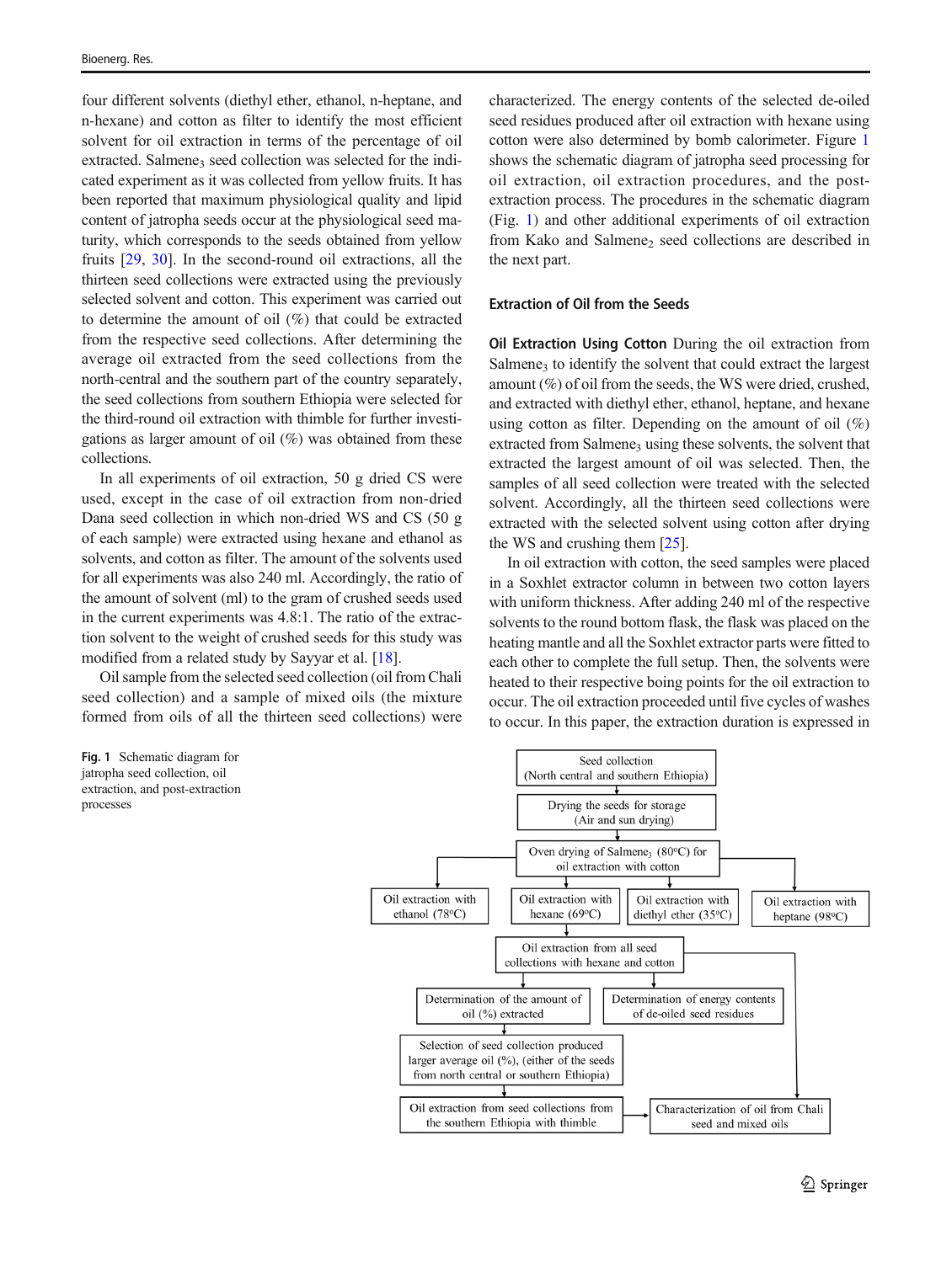four different solvents (diethyl ether, ethanol, n-heptane, and n-hexane) and cotton as filter to identify the most efficient solvent for oil extraction in terms of the percentage of oil extracted. Salmene$_3$ seed collection was selected for the indicated experiment as it was collected from yellow fruits. It has been reported that maximum physiological quality and lipid content of jatropha seeds occur at the physiological seed maturity, which corresponds to the seeds obtained from yellow fruits [29, 30]. In the second-round oil extractions, all the thirteen seed collections were extracted using the previously selected solvent and cotton. This experiment was carried out to determine the amount of oil (%) that could be extracted from the respective seed collections. After determining the average oil extracted from the seed collections from the north-central and the southern part of the country separately, the seed collections from southern Ethiopia were selected for the third-round oil extraction with thimble for further investigations as larger amount of oil (%) was obtained from these collections.

In all experiments of oil extraction, 50 g dried CS were used, except in the case of oil extraction from non-dried Dana seed collection in which non-dried WS and CS (50 g of each sample) were extracted using hexane and ethanol as solvents, and cotton as filter. The amount of the solvents used for all experiments was also 240 ml. Accordingly, the ratio of the amount of solvent (ml) to the gram of crushed seeds used in the current experiments was 4.8:1. The ratio of the extraction solvent to the weight of crushed seeds for this study was modified from a related study by Sayyar et al. [18].

Oil sample from the selected seed collection (oil from Chali seed collection) and a sample of mixed oils (the mixture formed from oils of all the thirteen seed collections) were characterized. The energy contents of the selected de-oiled seed residues produced after oil extraction with hexane using cotton were also determined by bomb calorimeter. Figure 1 shows the schematic diagram of jatropha seed processing for oil extraction, oil extraction procedures, and the post-extraction process. The procedures in the schematic diagram (Fig. 1) and other additional experiments of oil extraction from Kako and Salmene$_2$ seed collections are described in the next part.

### Extraction of Oil from the Seeds

**Oil Extraction Using Cotton** During the oil extraction from Salmene$_3$ to identify the solvent that could extract the largest amount (%) of oil from the seeds, the WS were dried, crushed, and extracted with diethyl ether, ethanol, heptane, and hexane using cotton as filter. Depending on the amount of oil (%) extracted from Salmene$_3$ using these solvents, the solvent that extracted the largest amount of oil was selected. Then, the samples of all seed collection were treated with the selected solvent. Accordingly, all the thirteen seed collections were extracted with the selected solvent using cotton after drying the WS and crushing them [25].

In oil extraction with cotton, the seed samples were placed in a Soxhlet extractor column in between two cotton layers with uniform thickness. After adding 240 ml of the respective solvents to the round bottom flask, the flask was placed on the heating mantle and all the Soxhlet extractor parts were fitted to each other to complete the full setup. Then, the solvents were heated to their respective boing points for the oil extraction to occur. The oil extraction proceeded until five cycles of washes to occur. In this paper, the extraction duration is expressed in

Seed collection (North central and southern Ethiopia) → Drying the seeds for storage (Air and sun drying) → Oven drying of Salmene$_3$ (80°C) for oil extraction with cotton → Oil extraction with ethanol (78°C); Oil extraction with hexane (69°C); Oil extraction with diethyl ether (35°C); Oil extraction with heptane (98°C) → Oil extraction from all seed collections with hexane and cotton → Determination of the amount of oil (%) extracted; Determination of energy contents of de-oiled seed residues → Selection of seed collection produced larger average oil (%), (either of the seeds from north central or southern Ethiopia) → Oil extraction from seed collections from the southern Ethiopia with thimble → Characterization of oil from Chali seed and mixed oils

Fig. 1 Schematic diagram for jatropha seed collection, oil extraction, and post-extraction processes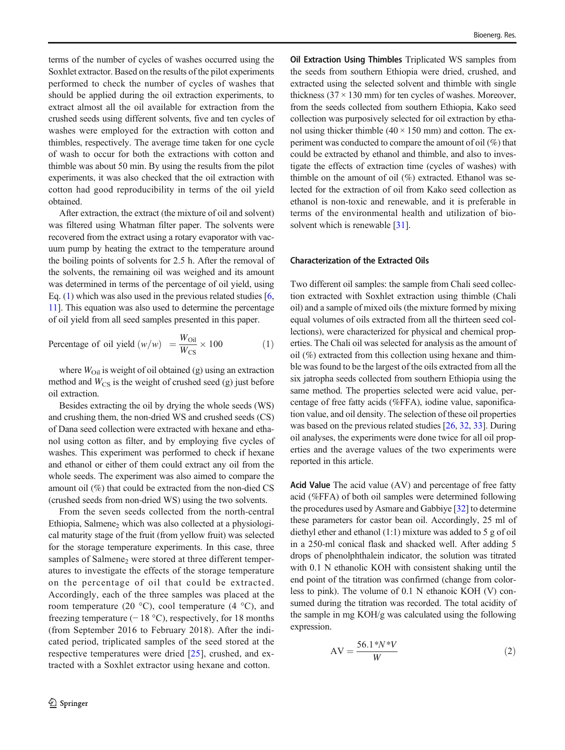terms of the number of cycles of washes occurred using the Soxhlet extractor. Based on the results of the pilot experiments performed to check the number of cycles of washes that should be applied during the oil extraction experiments, to extract almost all the oil available for extraction from the crushed seeds using different solvents, five and ten cycles of washes were employed for the extraction with cotton and thimbles, respectively. The average time taken for one cycle of wash to occur for both the extractions with cotton and thimble was about 50 min. By using the results from the pilot experiments, it was also checked that the oil extraction with cotton had good reproducibility in terms of the oil yield obtained.

After extraction, the extract (the mixture of oil and solvent) was filtered using Whatman filter paper. The solvents were recovered from the extract using a rotary evaporator with vacuum pump by heating the extract to the temperature around the boiling points of solvents for 2.5 h. After the removal of the solvents, the remaining oil was weighed and its amount was determined in terms of the percentage of oil yield, using Eq. (1) which was also used in the previous related studies [6, 11]. This equation was also used to determine the percentage of oil yield from all seed samples presented in this paper.

$$\text{Percentage of oil yield } (w/w) \ = \frac{W_{\text{Oil}}}{W_{\text{CS}}} \times 100 \qquad (1)$$

where $W_{\text{Oil}}$ is weight of oil obtained (g) using an extraction method and $W_{\text{CS}}$ is the weight of crushed seed (g) just before oil extraction.

Besides extracting the oil by drying the whole seeds (WS) and crushing them, the non-dried WS and crushed seeds (CS) of Dana seed collection were extracted with hexane and ethanol using cotton as filter, and by employing five cycles of washes. This experiment was performed to check if hexane and ethanol or either of them could extract any oil from the whole seeds. The experiment was also aimed to compare the amount oil (%) that could be extracted from the non-died CS (crushed seeds from non-dried WS) using the two solvents.

From the seven seeds collected from the north-central Ethiopia, Salmene$_2$ which was also collected at a physiological maturity stage of the fruit (from yellow fruit) was selected for the storage temperature experiments. In this case, three samples of Salmene$_2$ were stored at three different temperatures to investigate the effects of the storage temperature on the percentage of oil that could be extracted. Accordingly, each of the three samples was placed at the room temperature (20 °C), cool temperature (4 °C), and freezing temperature (− 18 °C), respectively, for 18 months (from September 2016 to February 2018). After the indicated period, triplicated samples of the seed stored at the respective temperatures were dried [25], crushed, and extracted with a Soxhlet extractor using hexane and cotton.

**Oil Extraction Using Thimbles** Triplicated WS samples from the seeds from southern Ethiopia were dried, crushed, and extracted using the selected solvent and thimble with single thickness (37 × 130 mm) for ten cycles of washes. Moreover, from the seeds collected from southern Ethiopia, Kako seed collection was purposively selected for oil extraction by ethanol using thicker thimble (40 × 150 mm) and cotton. The experiment was conducted to compare the amount of oil (%) that could be extracted by ethanol and thimble, and also to investigate the effects of extraction time (cycles of washes) with thimble on the amount of oil (%) extracted. Ethanol was selected for the extraction of oil from Kako seed collection as ethanol is non-toxic and renewable, and it is preferable in terms of the environmental health and utilization of biosolvent which is renewable [31].

### Characterization of the Extracted Oils

Two different oil samples: the sample from Chali seed collection extracted with Soxhlet extraction using thimble (Chali oil) and a sample of mixed oils (the mixture formed by mixing equal volumes of oils extracted from all the thirteen seed collections), were characterized for physical and chemical properties. The Chali oil was selected for analysis as the amount of oil (%) extracted from this collection using hexane and thimble was found to be the largest of the oils extracted from all the six jatropha seeds collected from southern Ethiopia using the same method. The properties selected were acid value, percentage of free fatty acids (%FFA), iodine value, saponification value, and oil density. The selection of these oil properties was based on the previous related studies [26, 32, 33]. During oil analyses, the experiments were done twice for all oil properties and the average values of the two experiments were reported in this article.

**Acid Value** The acid value (AV) and percentage of free fatty acid (%FFA) of both oil samples were determined following the procedures used by Asmare and Gabbiye [32] to determine these parameters for castor bean oil. Accordingly, 25 ml of diethyl ether and ethanol (1:1) mixture was added to 5 g of oil in a 250-ml conical flask and shacked well. After adding 5 drops of phenolphthalein indicator, the solution was titrated with 0.1 N ethanolic KOH with consistent shaking until the end point of the titration was confirmed (change from colorless to pink). The volume of 0.1 N ethanoic KOH (V) consumed during the titration was recorded. The total acidity of the sample in mg KOH/g was calculated using the following expression.

$$\text{AV} = \frac{56.1*N*V}{W} \qquad (2)$$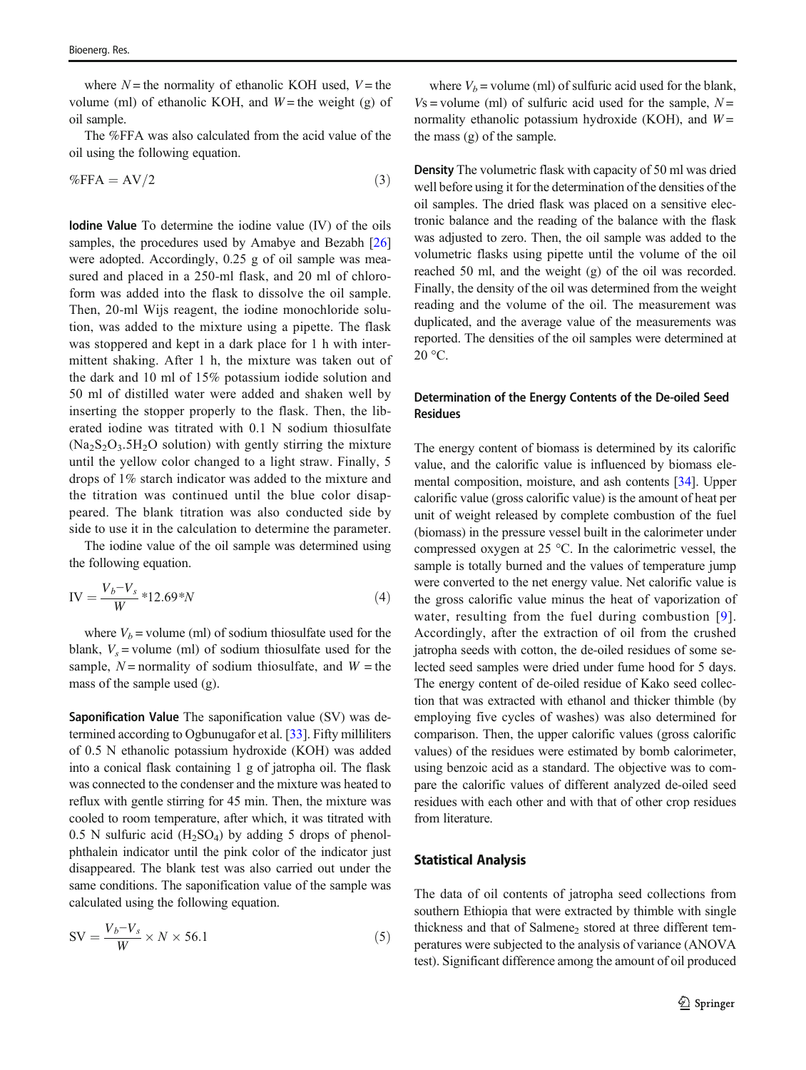where $N$ = the normality of ethanolic KOH used, $V$ = the volume (ml) of ethanolic KOH, and $W$ = the weight (g) of oil sample.

The %FFA was also calculated from the acid value of the oil using the following equation.

$$\%\text{FFA} = \text{AV}/2 \tag{3}$$

**Iodine Value** To determine the iodine value (IV) of the oils samples, the procedures used by Amabye and Bezabh [26] were adopted. Accordingly, 0.25 g of oil sample was measured and placed in a 250-ml flask, and 20 ml of chloroform was added into the flask to dissolve the oil sample. Then, 20-ml Wijs reagent, the iodine monochloride solution, was added to the mixture using a pipette. The flask was stoppered and kept in a dark place for 1 h with intermittent shaking. After 1 h, the mixture was taken out of the dark and 10 ml of 15% potassium iodide solution and 50 ml of distilled water were added and shaken well by inserting the stopper properly to the flask. Then, the liberated iodine was titrated with 0.1 N sodium thiosulfate ($Na_2S_2O_3.5H_2O$ solution) with gently stirring the mixture until the yellow color changed to a light straw. Finally, 5 drops of 1% starch indicator was added to the mixture and the titration was continued until the blue color disappeared. The blank titration was also conducted side by side to use it in the calculation to determine the parameter.

The iodine value of the oil sample was determined using the following equation.

$$\text{IV} = \frac{V_b - V_s}{W} * 12.69 * N \tag{4}$$

where $V_b$ = volume (ml) of sodium thiosulfate used for the blank, $V_s$ = volume (ml) of sodium thiosulfate used for the sample, $N$ = normality of sodium thiosulfate, and $W$ = the mass of the sample used (g).

**Saponification Value** The saponification value (SV) was determined according to Ogbunugafor et al. [33]. Fifty milliliters of 0.5 N ethanolic potassium hydroxide (KOH) was added into a conical flask containing 1 g of jatropha oil. The flask was connected to the condenser and the mixture was heated to reflux with gentle stirring for 45 min. Then, the mixture was cooled to room temperature, after which, it was titrated with 0.5 N sulfuric acid ($H_2SO_4$) by adding 5 drops of phenolphthalein indicator until the pink color of the indicator just disappeared. The blank test was also carried out under the same conditions. The saponification value of the sample was calculated using the following equation.

$$\text{SV} = \frac{V_b - V_s}{W} \times N \times 56.1 \tag{5}$$

where $V_b$ = volume (ml) of sulfuric acid used for the blank, $V_s$ = volume (ml) of sulfuric acid used for the sample, $N$ = normality ethanolic potassium hydroxide (KOH), and $W$ = the mass (g) of the sample.

**Density** The volumetric flask with capacity of 50 ml was dried well before using it for the determination of the densities of the oil samples. The dried flask was placed on a sensitive electronic balance and the reading of the balance with the flask was adjusted to zero. Then, the oil sample was added to the volumetric flasks using pipette until the volume of the oil reached 50 ml, and the weight (g) of the oil was recorded. Finally, the density of the oil was determined from the weight reading and the volume of the oil. The measurement was duplicated, and the average value of the measurements was reported. The densities of the oil samples were determined at 20 °C.

### Determination of the Energy Contents of the De-oiled Seed Residues

The energy content of biomass is determined by its calorific value, and the calorific value is influenced by biomass elemental composition, moisture, and ash contents [34]. Upper calorific value (gross calorific value) is the amount of heat per unit of weight released by complete combustion of the fuel (biomass) in the pressure vessel built in the calorimeter under compressed oxygen at 25 °C. In the calorimetric vessel, the sample is totally burned and the values of temperature jump were converted to the net energy value. Net calorific value is the gross calorific value minus the heat of vaporization of water, resulting from the fuel during combustion [9]. Accordingly, after the extraction of oil from the crushed jatropha seeds with cotton, the de-oiled residues of some selected seed samples were dried under fume hood for 5 days. The energy content of de-oiled residue of Kako seed collection that was extracted with ethanol and thicker thimble (by employing five cycles of washes) was also determined for comparison. Then, the upper calorific values (gross calorific values) of the residues were estimated by bomb calorimeter, using benzoic acid as a standard. The objective was to compare the calorific values of different analyzed de-oiled seed residues with each other and with that of other crop residues from literature.

## Statistical Analysis

The data of oil contents of jatropha seed collections from southern Ethiopia that were extracted by thimble with single thickness and that of Salmene$_2$ stored at three different temperatures were subjected to the analysis of variance (ANOVA test). Significant difference among the amount of oil produced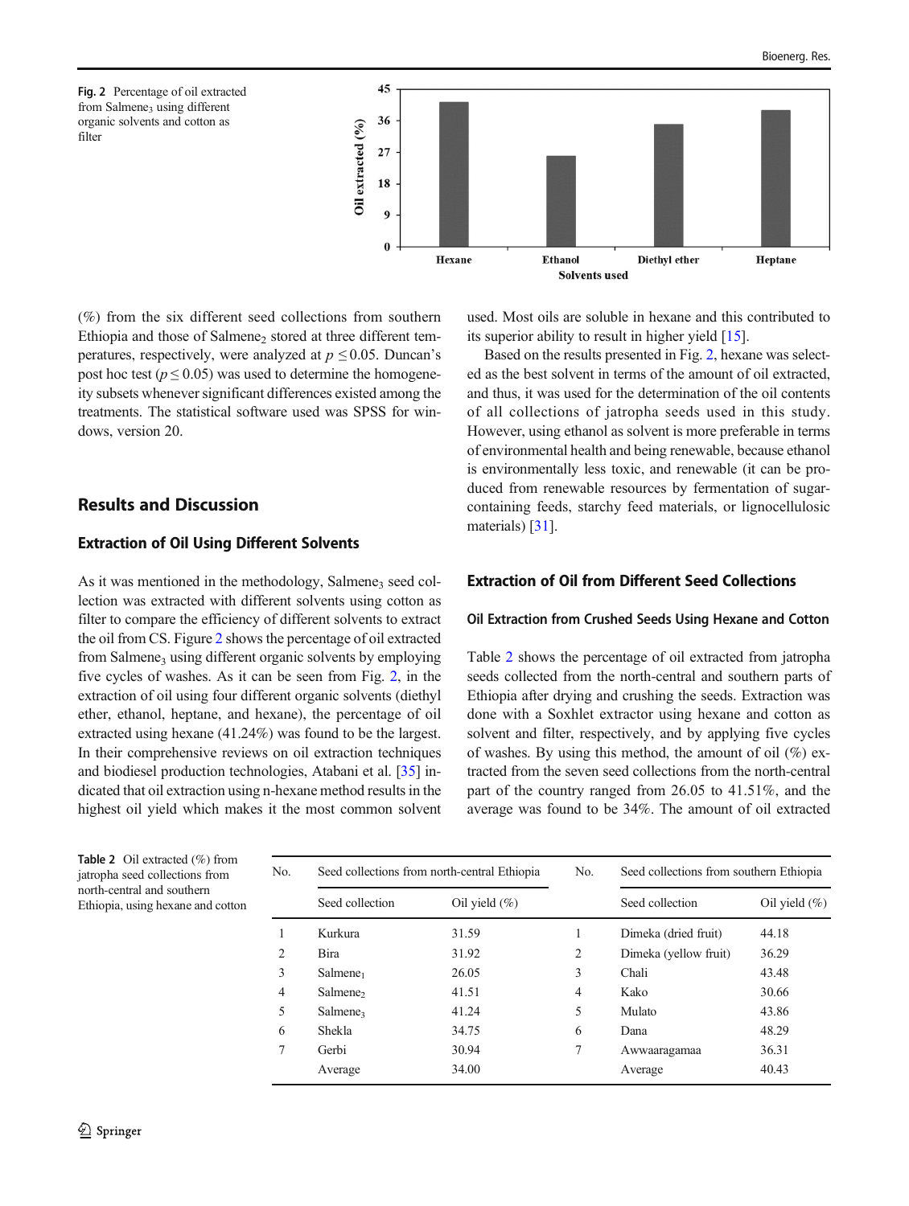Fig. 2 Percentage of oil extracted from Salmene$_3$ using different organic solvents and cotton as filter

(%) from the six different seed collections from southern Ethiopia and those of Salmene$_2$ stored at three different temperatures, respectively, were analyzed at $p \leq 0.05$. Duncan's post hoc test ($p \leq 0.05$) was used to determine the homogeneity subsets whenever significant differences existed among the treatments. The statistical software used was SPSS for windows, version 20.

## Results and Discussion

### Extraction of Oil Using Different Solvents

As it was mentioned in the methodology, Salmene$_3$ seed collection was extracted with different solvents using cotton as filter to compare the efficiency of different solvents to extract the oil from CS. Figure 2 shows the percentage of oil extracted from Salmene$_3$ using different organic solvents by employing five cycles of washes. As it can be seen from Fig. 2, in the extraction of oil using four different organic solvents (diethyl ether, ethanol, heptane, and hexane), the percentage of oil extracted using hexane (41.24%) was found to be the largest. In their comprehensive reviews on oil extraction techniques and biodiesel production technologies, Atabani et al. [35] indicated that oil extraction using n-hexane method results in the highest oil yield which makes it the most common solvent used. Most oils are soluble in hexane and this contributed to its superior ability to result in higher yield [15].

Based on the results presented in Fig. 2, hexane was selected as the best solvent in terms of the amount of oil extracted, and thus, it was used for the determination of the oil contents of all collections of jatropha seeds used in this study. However, using ethanol as solvent is more preferable in terms of environmental health and being renewable, because ethanol is environmentally less toxic, and renewable (it can be produced from renewable resources by fermentation of sugar-containing feeds, starchy feed materials, or lignocellulosic materials) [31].

### Extraction of Oil from Different Seed Collections

#### Oil Extraction from Crushed Seeds Using Hexane and Cotton

Table 2 shows the percentage of oil extracted from jatropha seeds collected from the north-central and southern parts of Ethiopia after drying and crushing the seeds. Extraction was done with a Soxhlet extractor using hexane and cotton as solvent and filter, respectively, and by applying five cycles of washes. By using this method, the amount of oil (%) extracted from the seven seed collections from the north-central part of the country ranged from 26.05 to 41.51%, and the average was found to be 34%. The amount of oil extracted

Table 2 Oil extracted (%) from jatropha seed collections from north-central and southern Ethiopia, using hexane and cotton

| No. | Seed collections from north-central Ethiopia | | No. | Seed collections from southern Ethiopia | |
|---|---|---|---|---|---|
| | Seed collection | Oil yield (%) | | Seed collection | Oil yield (%) |
| 1 | Kurkura | 31.59 | 1 | Dimeka (dried fruit) | 44.18 |
| 2 | Bira | 31.92 | 2 | Dimeka (yellow fruit) | 36.29 |
| 3 | Salmene$_1$ | 26.05 | 3 | Chali | 43.48 |
| 4 | Salmene$_2$ | 41.51 | 4 | Kako | 30.66 |
| 5 | Salmene$_3$ | 41.24 | 5 | Mulato | 43.86 |
| 6 | Shekla | 34.75 | 6 | Dana | 48.29 |
| 7 | Gerbi | 30.94 | 7 | Awwaaragamaa | 36.31 |
| | Average | 34.00 | | Average | 40.43 |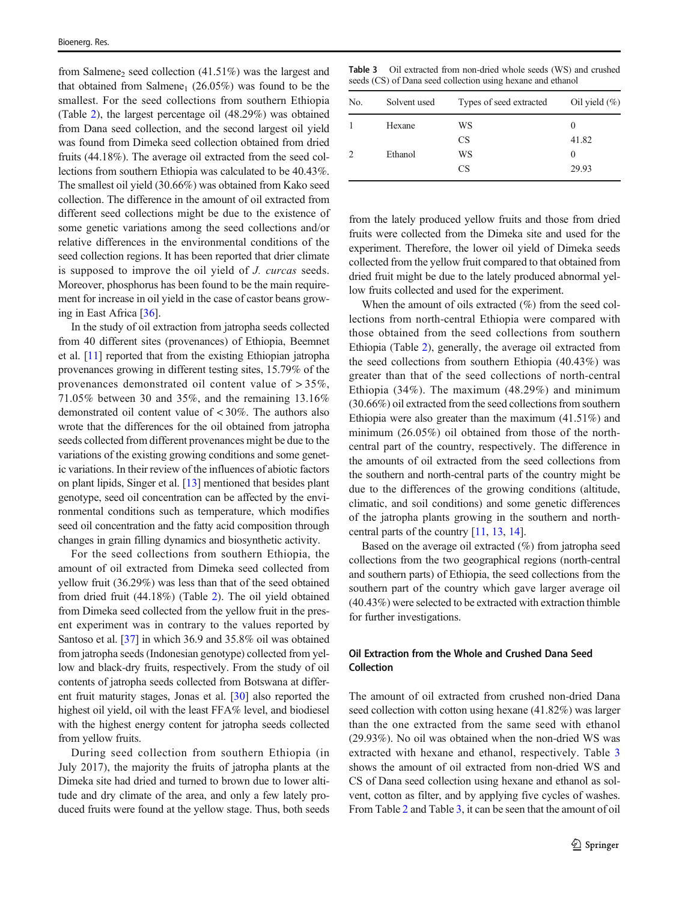from Salmene$_2$ seed collection (41.51%) was the largest and that obtained from Salmene$_1$ (26.05%) was found to be the smallest. For the seed collections from southern Ethiopia (Table 2), the largest percentage oil (48.29%) was obtained from Dana seed collection, and the second largest oil yield was found from Dimeka seed collection obtained from dried fruits (44.18%). The average oil extracted from the seed collections from southern Ethiopia was calculated to be 40.43%. The smallest oil yield (30.66%) was obtained from Kako seed collection. The difference in the amount of oil extracted from different seed collections might be due to the existence of some genetic variations among the seed collections and/or relative differences in the environmental conditions of the seed collection regions. It has been reported that drier climate is supposed to improve the oil yield of *J. curcas* seeds. Moreover, phosphorus has been found to be the main requirement for increase in oil yield in the case of castor beans growing in East Africa [36].

In the study of oil extraction from jatropha seeds collected from 40 different sites (provenances) of Ethiopia, Beemnet et al. [11] reported that from the existing Ethiopian jatropha provenances growing in different testing sites, 15.79% of the provenances demonstrated oil content value of > 35%, 71.05% between 30 and 35%, and the remaining 13.16% demonstrated oil content value of < 30%. The authors also wrote that the differences for the oil obtained from jatropha seeds collected from different provenances might be due to the variations of the existing growing conditions and some genetic variations. In their review of the influences of abiotic factors on plant lipids, Singer et al. [13] mentioned that besides plant genotype, seed oil concentration can be affected by the environmental conditions such as temperature, which modifies seed oil concentration and the fatty acid composition through changes in grain filling dynamics and biosynthetic activity.

For the seed collections from southern Ethiopia, the amount of oil extracted from Dimeka seed collected from yellow fruit (36.29%) was less than that of the seed obtained from dried fruit (44.18%) (Table 2). The oil yield obtained from Dimeka seed collected from the yellow fruit in the present experiment was in contrary to the values reported by Santoso et al. [37] in which 36.9 and 35.8% oil was obtained from jatropha seeds (Indonesian genotype) collected from yellow and black-dry fruits, respectively. From the study of oil contents of jatropha seeds collected from Botswana at different fruit maturity stages, Jonas et al. [30] also reported the highest oil yield, oil with the least FFA% level, and biodiesel with the highest energy content for jatropha seeds collected from yellow fruits.

During seed collection from southern Ethiopia (in July 2017), the majority the fruits of jatropha plants at the Dimeka site had dried and turned to brown due to lower altitude and dry climate of the area, and only a few lately produced fruits were found at the yellow stage. Thus, both seeds from the lately produced yellow fruits and those from dried fruits were collected from the Dimeka site and used for the experiment. Therefore, the lower oil yield of Dimeka seeds collected from the yellow fruit compared to that obtained from dried fruit might be due to the lately produced abnormal yellow fruits collected and used for the experiment.

When the amount of oils extracted (%) from the seed collections from north-central Ethiopia were compared with those obtained from the seed collections from southern Ethiopia (Table 2), generally, the average oil extracted from the seed collections from southern Ethiopia (40.43%) was greater than that of the seed collections of north-central Ethiopia (34%). The maximum (48.29%) and minimum (30.66%) oil extracted from the seed collections from southern Ethiopia were also greater than the maximum (41.51%) and minimum (26.05%) oil obtained from those of the north-central part of the country, respectively. The difference in the amounts of oil extracted from the seed collections from the southern and north-central parts of the country might be due to the differences of the growing conditions (altitude, climatic, and soil conditions) and some genetic differences of the jatropha plants growing in the southern and north-central parts of the country [11, 13, 14].

Based on the average oil extracted (%) from jatropha seed collections from the two geographical regions (north-central and southern parts) of Ethiopia, the seed collections from the southern part of the country which gave larger average oil (40.43%) were selected to be extracted with extraction thimble for further investigations.

**Table 3** Oil extracted from non-dried whole seeds (WS) and crushed seeds (CS) of Dana seed collection using hexane and ethanol

| No. | Solvent used | Types of seed extracted | Oil yield (%) |
|---|---|---|---|
| 1 | Hexane | WS | 0 |
| | | CS | 41.82 |
| 2 | Ethanol | WS | 0 |
| | | CS | 29.93 |

## Oil Extraction from the Whole and Crushed Dana Seed Collection

The amount of oil extracted from crushed non-dried Dana seed collection with cotton using hexane (41.82%) was larger than the one extracted from the same seed with ethanol (29.93%). No oil was obtained when the non-dried WS was extracted with hexane and ethanol, respectively. Table 3 shows the amount of oil extracted from non-dried WS and CS of Dana seed collection using hexane and ethanol as solvent, cotton as filter, and by applying five cycles of washes. From Table 2 and Table 3, it can be seen that the amount of oil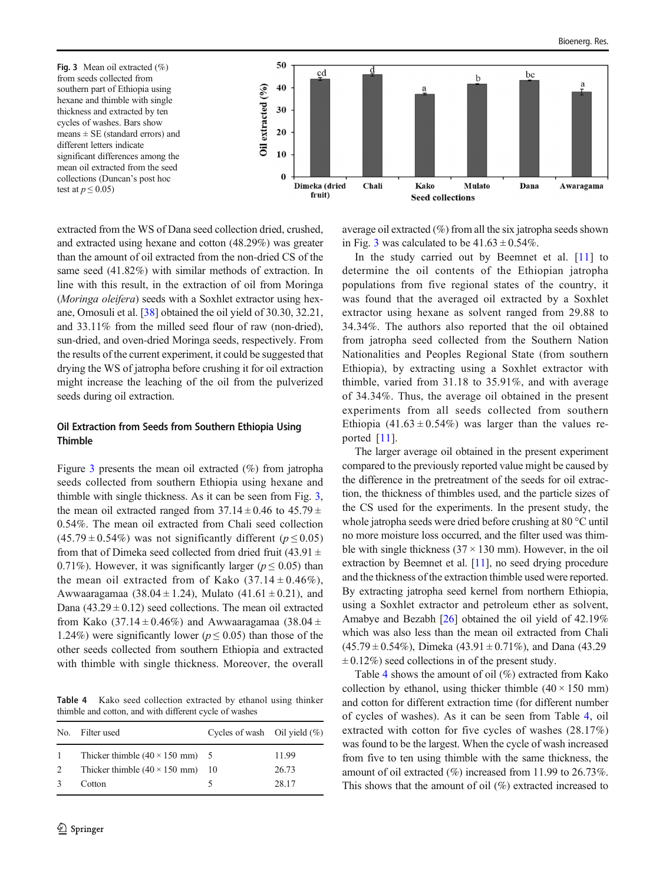Fig. 3 Mean oil extracted (%) from seeds collected from southern part of Ethiopia using hexane and thimble with single thickness and extracted by ten cycles of washes. Bars show means ± SE (standard errors) and different letters indicate significant differences among the mean oil extracted from the seed collections (Duncan's post hoc test at $p \leq 0.05$)

extracted from the WS of Dana seed collection dried, crushed, and extracted using hexane and cotton (48.29%) was greater than the amount of oil extracted from the non-dried CS of the same seed (41.82%) with similar methods of extraction. In line with this result, in the extraction of oil from Moringa (*Moringa oleifera*) seeds with a Soxhlet extractor using hexane, Omosuli et al. [38] obtained the oil yield of 30.30, 32.21, and 33.11% from the milled seed flour of raw (non-dried), sun-dried, and oven-dried Moringa seeds, respectively. From the results of the current experiment, it could be suggested that drying the WS of jatropha before crushing it for oil extraction might increase the leaching of the oil from the pulverized seeds during oil extraction.

### Oil Extraction from Seeds from Southern Ethiopia Using Thimble

Figure 3 presents the mean oil extracted (%) from jatropha seeds collected from southern Ethiopia using hexane and thimble with single thickness. As it can be seen from Fig. 3, the mean oil extracted ranged from 37.14 ± 0.46 to 45.79 ± 0.54%. The mean oil extracted from Chali seed collection (45.79 ± 0.54%) was not significantly different ($p \leq 0.05$) from that of Dimeka seed collected from dried fruit (43.91 ± 0.71%). However, it was significantly larger ($p \leq 0.05$) than the mean oil extracted from of Kako (37.14 ± 0.46%), Awwaaragamaa (38.04 ± 1.24), Mulato (41.61 ± 0.21), and Dana (43.29 ± 0.12) seed collections. The mean oil extracted from Kako (37.14 ± 0.46%) and Awwaaragamaa (38.04 ± 1.24%) were significantly lower ($p \leq 0.05$) than those of the other seeds collected from southern Ethiopia and extracted with thimble with single thickness. Moreover, the overall average oil extracted (%) from all the six jatropha seeds shown in Fig. 3 was calculated to be 41.63 ± 0.54%.

In the study carried out by Beemnet et al. [11] to determine the oil contents of the Ethiopian jatropha populations from five regional states of the country, it was found that the averaged oil extracted by a Soxhlet extractor using hexane as solvent ranged from 29.88 to 34.34%. The authors also reported that the oil obtained from jatropha seed collected from the Southern Nation Nationalities and Peoples Regional State (from southern Ethiopia), by extracting using a Soxhlet extractor with thimble, varied from 31.18 to 35.91%, and with average of 34.34%. Thus, the average oil obtained in the present experiments from all seeds collected from southern Ethiopia (41.63 ± 0.54%) was larger than the values reported [11].

The larger average oil obtained in the present experiment compared to the previously reported value might be caused by the difference in the pretreatment of the seeds for oil extraction, the thickness of thimbles used, and the particle sizes of the CS used for the experiments. In the present study, the whole jatropha seeds were dried before crushing at 80 °C until no more moisture loss occurred, and the filter used was thimble with single thickness (37 × 130 mm). However, in the oil extraction by Beemnet et al. [11], no seed drying procedure and the thickness of the extraction thimble used were reported. By extracting jatropha seed kernel from northern Ethiopia, using a Soxhlet extractor and petroleum ether as solvent, Amabye and Bezabh [26] obtained the oil yield of 42.19% which was also less than the mean oil extracted from Chali (45.79 ± 0.54%), Dimeka (43.91 ± 0.71%), and Dana (43.29 ± 0.12%) seed collections in of the present study.

Table 4 shows the amount of oil (%) extracted from Kako collection by ethanol, using thicker thimble (40 × 150 mm) and cotton for different extraction time (for different number of cycles of washes). As it can be seen from Table 4, oil extracted with cotton for five cycles of washes (28.17%) was found to be the largest. When the cycle of wash increased from five to ten using thimble with the same thickness, the amount of oil extracted (%) increased from 11.99 to 26.73%. This shows that the amount of oil (%) extracted increased to

Table 4 Kako seed collection extracted by ethanol using thinker thimble and cotton, and with different cycle of washes

| No. | Filter used | Cycles of wash | Oil yield (%) |
|---|---|---|---|
| 1 | Thicker thimble (40 × 150 mm) | 5 | 11.99 |
| 2 | Thicker thimble (40 × 150 mm) | 10 | 26.73 |
| 3 | Cotton | 5 | 28.17 |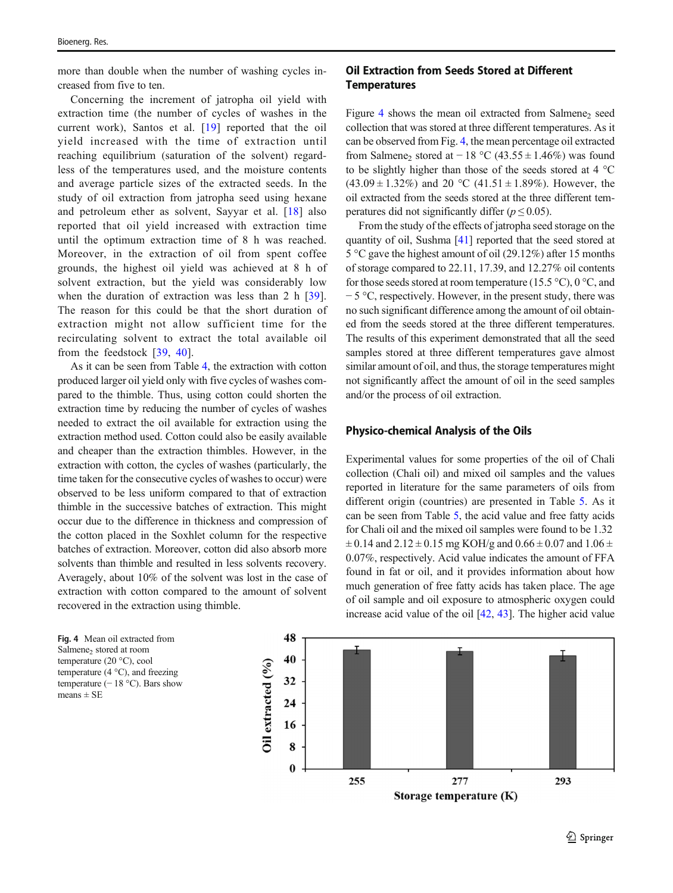more than double when the number of washing cycles increased from five to ten.

Concerning the increment of jatropha oil yield with extraction time (the number of cycles of washes in the current work), Santos et al. [19] reported that the oil yield increased with the time of extraction until reaching equilibrium (saturation of the solvent) regardless of the temperatures used, and the moisture contents and average particle sizes of the extracted seeds. In the study of oil extraction from jatropha seed using hexane and petroleum ether as solvent, Sayyar et al. [18] also reported that oil yield increased with extraction time until the optimum extraction time of 8 h was reached. Moreover, in the extraction of oil from spent coffee grounds, the highest oil yield was achieved at 8 h of solvent extraction, but the yield was considerably low when the duration of extraction was less than 2 h [39]. The reason for this could be that the short duration of extraction might not allow sufficient time for the recirculating solvent to extract the total available oil from the feedstock [39, 40].

As it can be seen from Table 4, the extraction with cotton produced larger oil yield only with five cycles of washes compared to the thimble. Thus, using cotton could shorten the extraction time by reducing the number of cycles of washes needed to extract the oil available for extraction using the extraction method used. Cotton could also be easily available and cheaper than the extraction thimbles. However, in the extraction with cotton, the cycles of washes (particularly, the time taken for the consecutive cycles of washes to occur) were observed to be less uniform compared to that of extraction thimble in the successive batches of extraction. This might occur due to the difference in thickness and compression of the cotton placed in the Soxhlet column for the respective batches of extraction. Moreover, cotton did also absorb more solvents than thimble and resulted in less solvents recovery. Averagely, about 10% of the solvent was lost in the case of extraction with cotton compared to the amount of solvent recovered in the extraction using thimble.

## Oil Extraction from Seeds Stored at Different Temperatures

Figure 4 shows the mean oil extracted from Salmene$_2$ seed collection that was stored at three different temperatures. As it can be observed from Fig. 4, the mean percentage oil extracted from Salmene$_2$ stored at − 18 °C (43.55 ± 1.46%) was found to be slightly higher than those of the seeds stored at 4 °C (43.09 ± 1.32%) and 20 °C (41.51 ± 1.89%). However, the oil extracted from the seeds stored at the three different temperatures did not significantly differ ($p \leq 0.05$).

From the study of the effects of jatropha seed storage on the quantity of oil, Sushma [41] reported that the seed stored at 5 °C gave the highest amount of oil (29.12%) after 15 months of storage compared to 22.11, 17.39, and 12.27% oil contents for those seeds stored at room temperature (15.5 °C), 0 °C, and − 5 °C, respectively. However, in the present study, there was no such significant difference among the amount of oil obtained from the seeds stored at the three different temperatures. The results of this experiment demonstrated that all the seed samples stored at three different temperatures gave almost similar amount of oil, and thus, the storage temperatures might not significantly affect the amount of oil in the seed samples and/or the process of oil extraction.

## Physico-chemical Analysis of the Oils

Experimental values for some properties of the oil of Chali collection (Chali oil) and mixed oil samples and the values reported in literature for the same parameters of oils from different origin (countries) are presented in Table 5. As it can be seen from Table 5, the acid value and free fatty acids for Chali oil and the mixed oil samples were found to be 1.32 ± 0.14 and 2.12 ± 0.15 mg KOH/g and 0.66 ± 0.07 and 1.06 ± 0.07%, respectively. Acid value indicates the amount of FFA found in fat or oil, and it provides information about how much generation of free fatty acids has taken place. The age of oil sample and oil exposure to atmospheric oxygen could increase acid value of the oil [42, 43]. The higher acid value

**Fig. 4** Mean oil extracted from Salmene$_2$ stored at room temperature (20 °C), cool temperature (4 °C), and freezing temperature (− 18 °C). Bars show means ± SE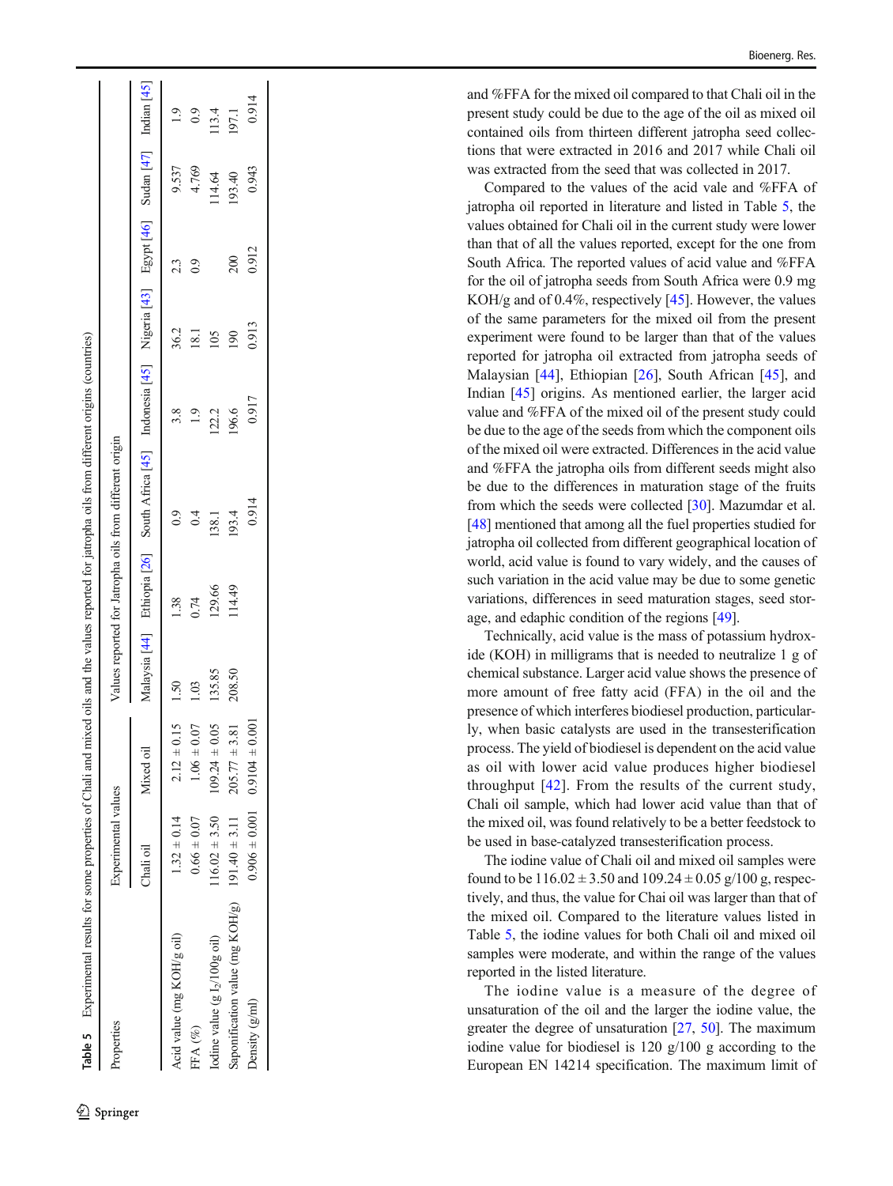**Table 5** Experimental results for some properties of Chali and mixed oils and the values reported for jatropha oils from different origins (countries)

| Properties | Experimental values | | Values reported for Jatropha oils from different origin | | | | | | | |
|---|---|---|---|---|---|---|---|---|---|---|
| | Chali oil | Mixed oil | Malaysia [44] | Ethiopia [26] | South Africa [45] | Indonesia [45] | Nigeria [43] | Egypt [46] | Sudan [47] | Indian [45] |
| Acid value (mg KOH/g oil) | 1.32 ± 0.14 | 2.12 ± 0.15 | 1.50 | 1.38 | 0.9 | 3.8 | 36.2 | 2.3 | 9.537 | 1.9 |
| FFA (%) | 0.66 ± 0.07 | 1.06 ± 0.07 | 1.03 | 0.74 | 0.4 | 1.9 | 18.1 | 0.9 | 4.769 | 0.9 |
| Iodine value (g $I_2$/100g oil) | 116.02 ± 3.50 | 109.24 ± 0.05 | 135.85 | 129.66 | 138.1 | 122.2 | 105 | | 114.64 | 113.4 |
| Saponification value (mg KOH/g) | 191.40 ± 3.11 | 205.77 ± 3.81 | 208.50 | 114.49 | 193.4 | 196.6 | 190 | 200 | 193.40 | 197.1 |
| Density (g/ml) | 0.906 ± 0.001 | 0.9104 ± 0.001 | | | 0.914 | 0.917 | 0.913 | 0.912 | 0.943 | 0.914 |

and %FFA for the mixed oil compared to that Chali oil in the present study could be due to the age of the oil as mixed oil contained oils from thirteen different jatropha seed collections that were extracted in 2016 and 2017 while Chali oil was extracted from the seed that was collected in 2017.

Compared to the values of the acid vale and %FFA of jatropha oil reported in literature and listed in Table 5, the values obtained for Chali oil in the current study were lower than that of all the values reported, except for the one from South Africa. The reported values of acid value and %FFA for the oil of jatropha seeds from South Africa were 0.9 mg KOH/g and of 0.4%, respectively [45]. However, the values of the same parameters for the mixed oil from the present experiment were found to be larger than that of the values reported for jatropha oil extracted from jatropha seeds of Malaysian [44], Ethiopian [26], South African [45], and Indian [45] origins. As mentioned earlier, the larger acid value and %FFA of the mixed oil of the present study could be due to the age of the seeds from which the component oils of the mixed oil were extracted. Differences in the acid value and %FFA the jatropha oils from different seeds might also be due to the differences in maturation stage of the fruits from which the seeds were collected [30]. Mazumdar et al. [48] mentioned that among all the fuel properties studied for jatropha oil collected from different geographical location of world, acid value is found to vary widely, and the causes of such variation in the acid value may be due to some genetic variations, differences in seed maturation stages, seed storage, and edaphic condition of the regions [49].

Technically, acid value is the mass of potassium hydroxide (KOH) in milligrams that is needed to neutralize 1 g of chemical substance. Larger acid value shows the presence of more amount of free fatty acid (FFA) in the oil and the presence of which interferes biodiesel production, particularly, when basic catalysts are used in the transesterification process. The yield of biodiesel is dependent on the acid value as oil with lower acid value produces higher biodiesel throughput [42]. From the results of the current study, Chali oil sample, which had lower acid value than that of the mixed oil, was found relatively to be a better feedstock to be used in base-catalyzed transesterification process.

The iodine value of Chali oil and mixed oil samples were found to be 116.02 ± 3.50 and 109.24 ± 0.05 g/100 g, respectively, and thus, the value for Chai oil was larger than that of the mixed oil. Compared to the literature values listed in Table 5, the iodine values for both Chali oil and mixed oil samples were moderate, and within the range of the values reported in the listed literature.

The iodine value is a measure of the degree of unsaturation of the oil and the larger the iodine value, the greater the degree of unsaturation [27, 50]. The maximum iodine value for biodiesel is 120 g/100 g according to the European EN 14214 specification. The maximum limit of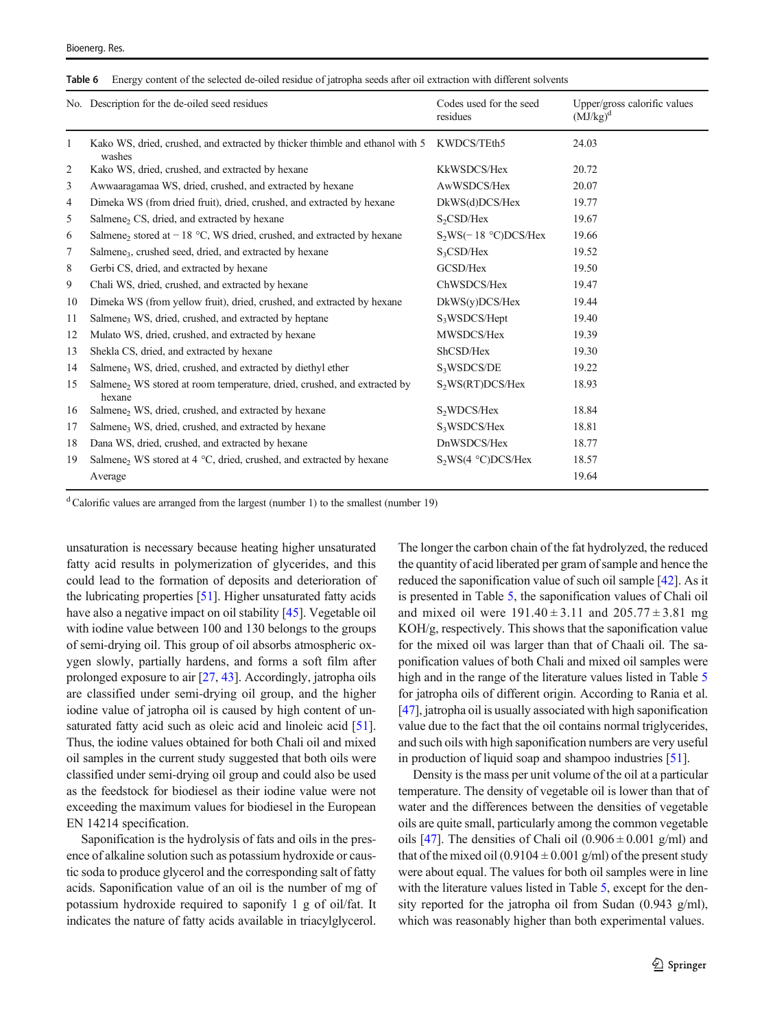**Table 6** Energy content of the selected de-oiled residue of jatropha seeds after oil extraction with different solvents

| No. | Description for the de-oiled seed residues | Codes used for the seed residues | Upper/gross calorific values (MJ/kg)[d] |
|---|---|---|---|
| 1 | Kako WS, dried, crushed, and extracted by thicker thimble and ethanol with 5 washes | KWDCS/TEth5 | 24.03 |
| 2 | Kako WS, dried, crushed, and extracted by hexane | KkWSDCS/Hex | 20.72 |
| 3 | Awwaaragamaa WS, dried, crushed, and extracted by hexane | AwWSDCS/Hex | 20.07 |
| 4 | Dimeka WS (from dried fruit), dried, crushed, and extracted by hexane | DkWS(d)DCS/Hex | 19.77 |
| 5 | $Salmene_2$ CS, dried, and extracted by hexane | $S_2$CSD/Hex | 19.67 |
| 6 | $Salmene_2$ stored at − 18 °C, WS dried, crushed, and extracted by hexane | $S_2$WS(− 18 °C)DCS/Hex | 19.66 |
| 7 | $Salmene_3$, crushed seed, dried, and extracted by hexane | $S_3$CSD/Hex | 19.52 |
| 8 | Gerbi CS, dried, and extracted by hexane | GCSD/Hex | 19.50 |
| 9 | Chali WS, dried, crushed, and extracted by hexane | ChWSDCS/Hex | 19.47 |
| 10 | Dimeka WS (from yellow fruit), dried, crushed, and extracted by hexane | DkWS(y)DCS/Hex | 19.44 |
| 11 | $Salmene_3$ WS, dried, crushed, and extracted by heptane | $S_3$WSDCS/Hept | 19.40 |
| 12 | Mulato WS, dried, crushed, and extracted by hexane | MWSDCS/Hex | 19.39 |
| 13 | Shekla CS, dried, and extracted by hexane | ShCSD/Hex | 19.30 |
| 14 | $Salmene_3$ WS, dried, crushed, and extracted by diethyl ether | $S_3$WSDCS/DE | 19.22 |
| 15 | $Salmene_2$ WS stored at room temperature, dried, crushed, and extracted by hexane | $S_2$WS(RT)DCS/Hex | 18.93 |
| 16 | $Salmene_2$ WS, dried, crushed, and extracted by hexane | $S_2$WDCS/Hex | 18.84 |
| 17 | $Salmene_3$ WS, dried, crushed, and extracted by hexane | $S_3$WSDCS/Hex | 18.81 |
| 18 | Dana WS, dried, crushed, and extracted by hexane | DnWSDCS/Hex | 18.77 |
| 19 | $Salmene_2$ WS stored at 4 °C, dried, crushed, and extracted by hexane | $S_2$WS(4 °C)DCS/Hex | 18.57 |
| | Average | | 19.64 |

[d] Calorific values are arranged from the largest (number 1) to the smallest (number 19)

unsaturation is necessary because heating higher unsaturated fatty acid results in polymerization of glycerides, and this could lead to the formation of deposits and deterioration of the lubricating properties [51]. Higher unsaturated fatty acids have also a negative impact on oil stability [45]. Vegetable oil with iodine value between 100 and 130 belongs to the groups of semi-drying oil. This group of oil absorbs atmospheric oxygen slowly, partially hardens, and forms a soft film after prolonged exposure to air [27, 43]. Accordingly, jatropha oils are classified under semi-drying oil group, and the higher iodine value of jatropha oil is caused by high content of unsaturated fatty acid such as oleic acid and linoleic acid [51]. Thus, the iodine values obtained for both Chali oil and mixed oil samples in the current study suggested that both oils were classified under semi-drying oil group and could also be used as the feedstock for biodiesel as their iodine value were not exceeding the maximum values for biodiesel in the European EN 14214 specification.

Saponification is the hydrolysis of fats and oils in the presence of alkaline solution such as potassium hydroxide or caustic soda to produce glycerol and the corresponding salt of fatty acids. Saponification value of an oil is the number of mg of potassium hydroxide required to saponify 1 g of oil/fat. It indicates the nature of fatty acids available in triacylglycerol. The longer the carbon chain of the fat hydrolyzed, the reduced the quantity of acid liberated per gram of sample and hence the reduced the saponification value of such oil sample [42]. As it is presented in Table 5, the saponification values of Chali oil and mixed oil were $191.40 \pm 3.11$ and $205.77 \pm 3.81$ mg KOH/g, respectively. This shows that the saponification value for the mixed oil was larger than that of Chaali oil. The saponification values of both Chali and mixed oil samples were high and in the range of the literature values listed in Table 5 for jatropha oils of different origin. According to Rania et al. [47], jatropha oil is usually associated with high saponification value due to the fact that the oil contains normal triglycerides, and such oils with high saponification numbers are very useful in production of liquid soap and shampoo industries [51].

Density is the mass per unit volume of the oil at a particular temperature. The density of vegetable oil is lower than that of water and the differences between the densities of vegetable oils are quite small, particularly among the common vegetable oils [47]. The densities of Chali oil ($0.906 \pm 0.001$ g/ml) and that of the mixed oil ($0.9104 \pm 0.001$ g/ml) of the present study were about equal. The values for both oil samples were in line with the literature values listed in Table 5, except for the density reported for the jatropha oil from Sudan (0.943 g/ml), which was reasonably higher than both experimental values.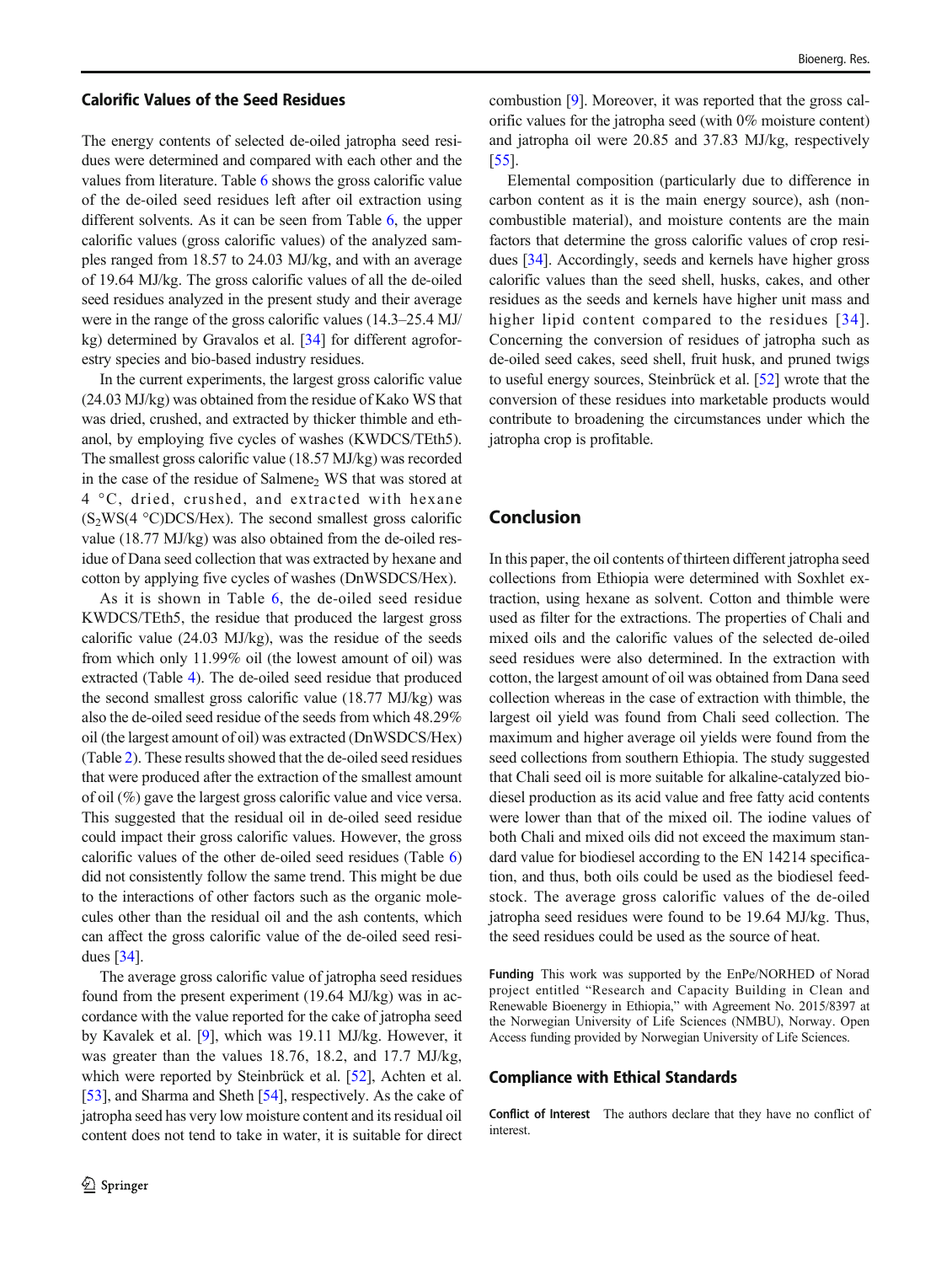### Calorific Values of the Seed Residues

The energy contents of selected de-oiled jatropha seed residues were determined and compared with each other and the values from literature. Table 6 shows the gross calorific value of the de-oiled seed residues left after oil extraction using different solvents. As it can be seen from Table 6, the upper calorific values (gross calorific values) of the analyzed samples ranged from 18.57 to 24.03 MJ/kg, and with an average of 19.64 MJ/kg. The gross calorific values of all the de-oiled seed residues analyzed in the present study and their average were in the range of the gross calorific values (14.3–25.4 MJ/kg) determined by Gravalos et al. [34] for different agroforestry species and bio-based industry residues.

In the current experiments, the largest gross calorific value (24.03 MJ/kg) was obtained from the residue of Kako WS that was dried, crushed, and extracted by thicker thimble and ethanol, by employing five cycles of washes (KWDCS/TEth5). The smallest gross calorific value (18.57 MJ/kg) was recorded in the case of the residue of Salmene$_2$ WS that was stored at 4 °C, dried, crushed, and extracted with hexane (S$_2$WS(4 °C)DCS/Hex). The second smallest gross calorific value (18.77 MJ/kg) was also obtained from the de-oiled residue of Dana seed collection that was extracted by hexane and cotton by applying five cycles of washes (DnWSDCS/Hex).

As it is shown in Table 6, the de-oiled seed residue KWDCS/TEth5, the residue that produced the largest gross calorific value (24.03 MJ/kg), was the residue of the seeds from which only 11.99% oil (the lowest amount of oil) was extracted (Table 4). The de-oiled seed residue that produced the second smallest gross calorific value (18.77 MJ/kg) was also the de-oiled seed residue of the seeds from which 48.29% oil (the largest amount of oil) was extracted (DnWSDCS/Hex) (Table 2). These results showed that the de-oiled seed residues that were produced after the extraction of the smallest amount of oil (%) gave the largest gross calorific value and vice versa. This suggested that the residual oil in de-oiled seed residue could impact their gross calorific values. However, the gross calorific values of the other de-oiled seed residues (Table 6) did not consistently follow the same trend. This might be due to the interactions of other factors such as the organic molecules other than the residual oil and the ash contents, which can affect the gross calorific value of the de-oiled seed residues [34].

The average gross calorific value of jatropha seed residues found from the present experiment (19.64 MJ/kg) was in accordance with the value reported for the cake of jatropha seed by Kavalek et al. [9], which was 19.11 MJ/kg. However, it was greater than the values 18.76, 18.2, and 17.7 MJ/kg, which were reported by Steinbrück et al. [52], Achten et al. [53], and Sharma and Sheth [54], respectively. As the cake of jatropha seed has very low moisture content and its residual oil content does not tend to take in water, it is suitable for direct combustion [9]. Moreover, it was reported that the gross calorific values for the jatropha seed (with 0% moisture content) and jatropha oil were 20.85 and 37.83 MJ/kg, respectively [55].

Elemental composition (particularly due to difference in carbon content as it is the main energy source), ash (non-combustible material), and moisture contents are the main factors that determine the gross calorific values of crop residues [34]. Accordingly, seeds and kernels have higher gross calorific values than the seed shell, husks, cakes, and other residues as the seeds and kernels have higher unit mass and higher lipid content compared to the residues [34]. Concerning the conversion of residues of jatropha such as de-oiled seed cakes, seed shell, fruit husk, and pruned twigs to useful energy sources, Steinbrück et al. [52] wrote that the conversion of these residues into marketable products would contribute to broadening the circumstances under which the jatropha crop is profitable.

## Conclusion

In this paper, the oil contents of thirteen different jatropha seed collections from Ethiopia were determined with Soxhlet extraction, using hexane as solvent. Cotton and thimble were used as filter for the extractions. The properties of Chali and mixed oils and the calorific values of the selected de-oiled seed residues were also determined. In the extraction with cotton, the largest amount of oil was obtained from Dana seed collection whereas in the case of extraction with thimble, the largest oil yield was found from Chali seed collection. The maximum and higher average oil yields were found from the seed collections from southern Ethiopia. The study suggested that Chali seed oil is more suitable for alkaline-catalyzed biodiesel production as its acid value and free fatty acid contents were lower than that of the mixed oil. The iodine values of both Chali and mixed oils did not exceed the maximum standard value for biodiesel according to the EN 14214 specification, and thus, both oils could be used as the biodiesel feedstock. The average gross calorific values of the de-oiled jatropha seed residues were found to be 19.64 MJ/kg. Thus, the seed residues could be used as the source of heat.

**Funding** This work was supported by the EnPe/NORHED of Norad project entitled "Research and Capacity Building in Clean and Renewable Bioenergy in Ethiopia," with Agreement No. 2015/8397 at the Norwegian University of Life Sciences (NMBU), Norway. Open Access funding provided by Norwegian University of Life Sciences.

### Compliance with Ethical Standards

**Conflict of Interest** The authors declare that they have no conflict of interest.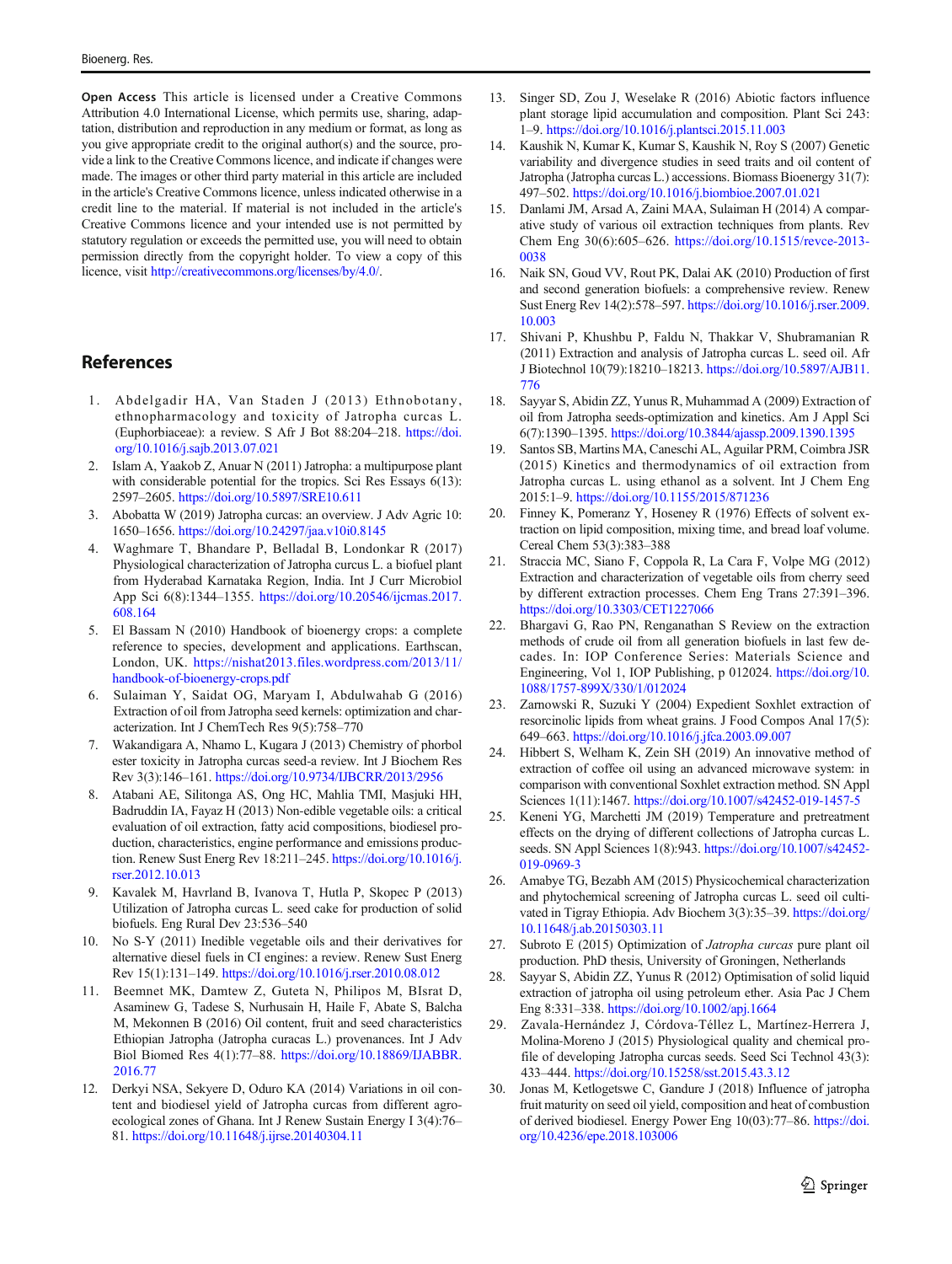**Open Access** This article is licensed under a Creative Commons Attribution 4.0 International License, which permits use, sharing, adaptation, distribution and reproduction in any medium or format, as long as you give appropriate credit to the original author(s) and the source, provide a link to the Creative Commons licence, and indicate if changes were made. The images or other third party material in this article are included in the article's Creative Commons licence, unless indicated otherwise in a credit line to the material. If material is not included in the article's Creative Commons licence and your intended use is not permitted by statutory regulation or exceeds the permitted use, you will need to obtain permission directly from the copyright holder. To view a copy of this licence, visit http://creativecommons.org/licenses/by/4.0/.

## References

1. Abdelgadir HA, Van Staden J (2013) Ethnobotany, ethnopharmacology and toxicity of Jatropha curcas L. (Euphorbiaceae): a review. S Afr J Bot 88:204–218. https://doi.org/10.1016/j.sajb.2013.07.021
2. Islam A, Yaakob Z, Anuar N (2011) Jatropha: a multipurpose plant with considerable potential for the tropics. Sci Res Essays 6(13): 2597–2605. https://doi.org/10.5897/SRE10.611
3. Abobatta W (2019) Jatropha curcas: an overview. J Adv Agric 10: 1650–1656. https://doi.org/10.24297/jaa.v10i0.8145
4. Waghmare T, Bhandare P, Belladal B, Londonkar R (2017) Physiological characterization of Jatropha curcus L. a biofuel plant from Hyderabad Karnataka Region, India. Int J Curr Microbiol App Sci 6(8):1344–1355. https://doi.org/10.20546/ijcmas.2017.608.164
5. El Bassam N (2010) Handbook of bioenergy crops: a complete reference to species, development and applications. Earthscan, London, UK. https://nishat2013.files.wordpress.com/2013/11/handbook-of-bioenergy-crops.pdf
6. Sulaiman Y, Saidat OG, Maryam I, Abdulwahab G (2016) Extraction of oil from Jatropha seed kernels: optimization and characterization. Int J ChemTech Res 9(5):758–770
7. Wakandigara A, Nhamo L, Kugara J (2013) Chemistry of phorbol ester toxicity in Jatropha curcas seed-a review. Int J Biochem Res Rev 3(3):146–161. https://doi.org/10.9734/IJBCRR/2013/2956
8. Atabani AE, Silitonga AS, Ong HC, Mahlia TMI, Masjuki HH, Badruddin IA, Fayaz H (2013) Non-edible vegetable oils: a critical evaluation of oil extraction, fatty acid compositions, biodiesel production, characteristics, engine performance and emissions production. Renew Sust Energ Rev 18:211–245. https://doi.org/10.1016/j.rser.2012.10.013
9. Kavalek M, Havrland B, Ivanova T, Hutla P, Skopec P (2013) Utilization of Jatropha curcas L. seed cake for production of solid biofuels. Eng Rural Dev 23:536–540
10. No S-Y (2011) Inedible vegetable oils and their derivatives for alternative diesel fuels in CI engines: a review. Renew Sust Energ Rev 15(1):131–149. https://doi.org/10.1016/j.rser.2010.08.012
11. Beemnet MK, Damtew Z, Guteta N, Philipos M, BIsrat D, Asaminew G, Tadese S, Nurhusain H, Haile F, Abate S, Balcha M, Mekonnen B (2016) Oil content, fruit and seed characteristics Ethiopian Jatropha (Jatropha curacas L.) provenances. Int J Adv Biol Biomed Res 4(1):77–88. https://doi.org/10.18869/IJABBR.2016.77
12. Derkyi NSA, Sekyere D, Oduro KA (2014) Variations in oil content and biodiesel yield of Jatropha curcas from different agroecological zones of Ghana. Int J Renew Sustain Energy I 3(4):76–81. https://doi.org/10.11648/j.ijrse.20140304.11
13. Singer SD, Zou J, Weselake R (2016) Abiotic factors influence plant storage lipid accumulation and composition. Plant Sci 243: 1–9. https://doi.org/10.1016/j.plantsci.2015.11.003
14. Kaushik N, Kumar K, Kumar S, Kaushik N, Roy S (2007) Genetic variability and divergence studies in seed traits and oil content of Jatropha (Jatropha curcas L.) accessions. Biomass Bioenergy 31(7): 497–502. https://doi.org/10.1016/j.biombioe.2007.01.021
15. Danlami JM, Arsad A, Zaini MAA, Sulaiman H (2014) A comparative study of various oil extraction techniques from plants. Rev Chem Eng 30(6):605–626. https://doi.org/10.1515/revce-2013-0038
16. Naik SN, Goud VV, Rout PK, Dalai AK (2010) Production of first and second generation biofuels: a comprehensive review. Renew Sust Energ Rev 14(2):578–597. https://doi.org/10.1016/j.rser.2009.10.003
17. Shivani P, Khushbu P, Faldu N, Thakkar V, Shubramanian R (2011) Extraction and analysis of Jatropha curcas L. seed oil. Afr J Biotechnol 10(79):18210–18213. https://doi.org/10.5897/AJB11.776
18. Sayyar S, Abidin ZZ, Yunus R, Muhammad A (2009) Extraction of oil from Jatropha seeds-optimization and kinetics. Am J Appl Sci 6(7):1390–1395. https://doi.org/10.3844/ajassp.2009.1390.1395
19. Santos SB, Martins MA, Caneschi AL, Aguilar PRM, Coimbra JSR (2015) Kinetics and thermodynamics of oil extraction from Jatropha curcas L. using ethanol as a solvent. Int J Chem Eng 2015:1–9. https://doi.org/10.1155/2015/871236
20. Finney K, Pomeranz Y, Hoseney R (1976) Effects of solvent extraction on lipid composition, mixing time, and bread loaf volume. Cereal Chem 53(3):383–388
21. Straccia MC, Siano F, Coppola R, La Cara F, Volpe MG (2012) Extraction and characterization of vegetable oils from cherry seed by different extraction processes. Chem Eng Trans 27:391–396. https://doi.org/10.3303/CET1227066
22. Bhargavi G, Rao PN, Renganathan S Review on the extraction methods of crude oil from all generation biofuels in last few decades. In: IOP Conference Series: Materials Science and Engineering, Vol 1, IOP Publishing, p 012024. https://doi.org/10.1088/1757-899X/330/1/012024
23. Zarnowski R, Suzuki Y (2004) Expedient Soxhlet extraction of resorcinolic lipids from wheat grains. J Food Compos Anal 17(5): 649–663. https://doi.org/10.1016/j.jfca.2003.09.007
24. Hibbert S, Welham K, Zein SH (2019) An innovative method of extraction of coffee oil using an advanced microwave system: in comparison with conventional Soxhlet extraction method. SN Appl Sciences 1(11):1467. https://doi.org/10.1007/s42452-019-1457-5
25. Keneni YG, Marchetti JM (2019) Temperature and pretreatment effects on the drying of different collections of Jatropha curcas L. seeds. SN Appl Sciences 1(8):943. https://doi.org/10.1007/s42452-019-0969-3
26. Amabye TG, Bezabh AM (2015) Physicochemical characterization and phytochemical screening of Jatropha curcas L. seed oil cultivated in Tigray Ethiopia. Adv Biochem 3(3):35–39. https://doi.org/10.11648/j.ab.20150303.11
27. Subroto E (2015) Optimization of *Jatropha curcas* pure plant oil production. PhD thesis, University of Groningen, Netherlands
28. Sayyar S, Abidin ZZ, Yunus R (2012) Optimisation of solid liquid extraction of jatropha oil using petroleum ether. Asia Pac J Chem Eng 8:331–338. https://doi.org/10.1002/apj.1664
29. Zavala-Hernández J, Córdova-Téllez L, Martínez-Herrera J, Molina-Moreno J (2015) Physiological quality and chemical profile of developing Jatropha curcas seeds. Seed Sci Technol 43(3): 433–444. https://doi.org/10.15258/sst.2015.43.3.12
30. Jonas M, Ketlogetswe C, Gandure J (2018) Influence of jatropha fruit maturity on seed oil yield, composition and heat of combustion of derived biodiesel. Energy Power Eng 10(03):77–86. https://doi.org/10.4236/epe.2018.103006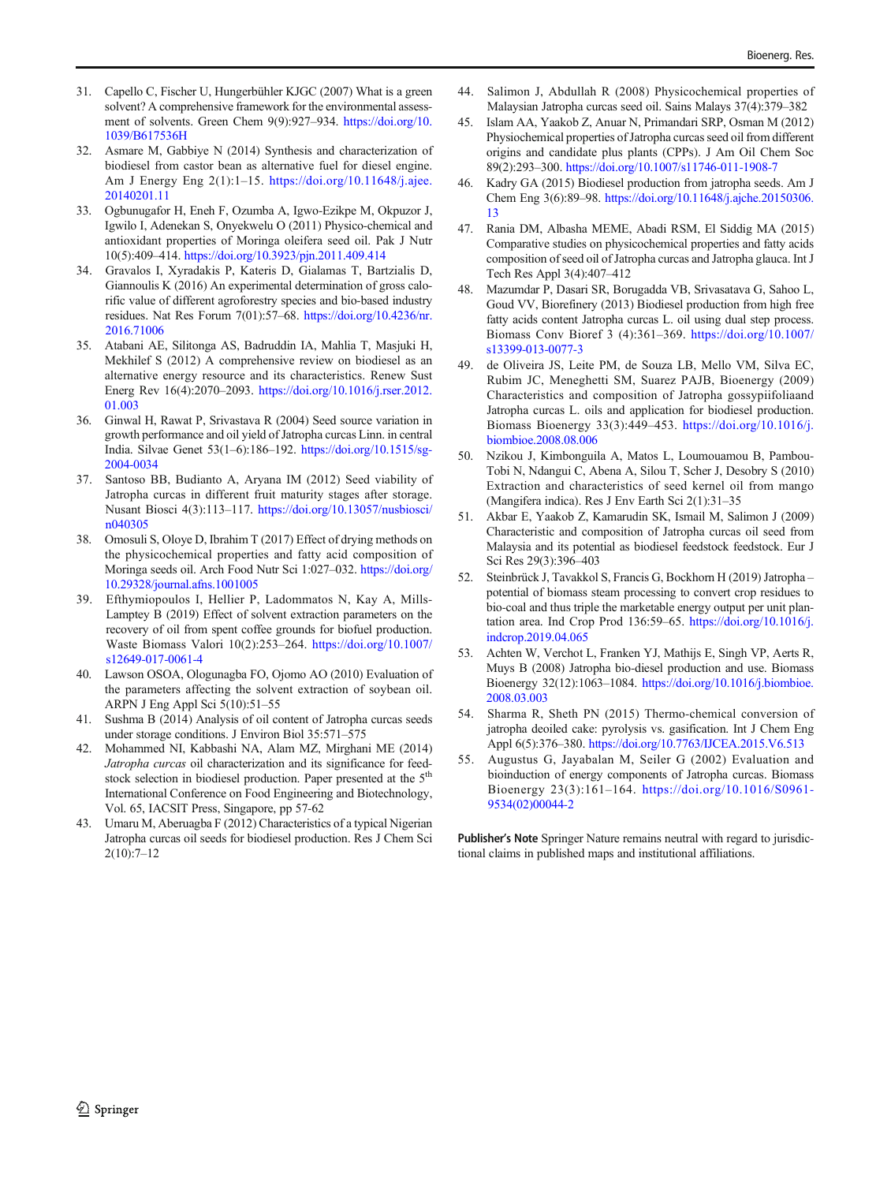31. Capello C, Fischer U, Hungerbühler KJGC (2007) What is a green solvent? A comprehensive framework for the environmental assessment of solvents. Green Chem 9(9):927–934. https://doi.org/10.1039/B617536H
32. Asmare M, Gabbiye N (2014) Synthesis and characterization of biodiesel from castor bean as alternative fuel for diesel engine. Am J Energy Eng 2(1):1–15. https://doi.org/10.11648/j.ajee.20140201.11
33. Ogbunugafor H, Eneh F, Ozumba A, Igwo-Ezikpe M, Okpuzor J, Igwilo I, Adenekan S, Onyekwelu O (2011) Physico-chemical and antioxidant properties of Moringa oleifera seed oil. Pak J Nutr 10(5):409–414. https://doi.org/10.3923/pjn.2011.409.414
34. Gravalos I, Xyradakis P, Kateris D, Gialamas T, Bartzialis D, Giannoulis K (2016) An experimental determination of gross calorific value of different agroforestry species and bio-based industry residues. Nat Res Forum 7(01):57–68. https://doi.org/10.4236/nr.2016.71006
35. Atabani AE, Silitonga AS, Badruddin IA, Mahlia T, Masjuki H, Mekhilef S (2012) A comprehensive review on biodiesel as an alternative energy resource and its characteristics. Renew Sust Energ Rev 16(4):2070–2093. https://doi.org/10.1016/j.rser.2012.01.003
36. Ginwal H, Rawat P, Srivastava R (2004) Seed source variation in growth performance and oil yield of Jatropha curcas Linn. in central India. Silvae Genet 53(1–6):186–192. https://doi.org/10.1515/sg-2004-0034
37. Santoso BB, Budianto A, Aryana IM (2012) Seed viability of Jatropha curcas in different fruit maturity stages after storage. Nusant Biosci 4(3):113–117. https://doi.org/10.13057/nusbiosci/n040305
38. Omosuli S, Oloye D, Ibrahim T (2017) Effect of drying methods on the physicochemical properties and fatty acid composition of Moringa seeds oil. Arch Food Nutr Sci 1:027–032. https://doi.org/10.29328/journal.afns.1001005
39. Efthymiopoulos I, Hellier P, Ladommatos N, Kay A, Mills-Lamptey B (2019) Effect of solvent extraction parameters on the recovery of oil from spent coffee grounds for biofuel production. Waste Biomass Valori 10(2):253–264. https://doi.org/10.1007/s12649-017-0061-4
40. Lawson OSOA, Ologunagba FO, Ojomo AO (2010) Evaluation of the parameters affecting the solvent extraction of soybean oil. ARPN J Eng Appl Sci 5(10):51–55
41. Sushma B (2014) Analysis of oil content of Jatropha curcas seeds under storage conditions. J Environ Biol 35:571–575
42. Mohammed NI, Kabbashi NA, Alam MZ, Mirghani ME (2014) *Jatropha curcas* oil characterization and its significance for feedstock selection in biodiesel production. Paper presented at the 5th International Conference on Food Engineering and Biotechnology, Vol. 65, IACSIT Press, Singapore, pp 57-62
43. Umaru M, Aberuagba F (2012) Characteristics of a typical Nigerian Jatropha curcas oil seeds for biodiesel production. Res J Chem Sci 2(10):7–12
44. Salimon J, Abdullah R (2008) Physicochemical properties of Malaysian Jatropha curcas seed oil. Sains Malays 37(4):379–382
45. Islam AA, Yaakob Z, Anuar N, Primandari SRP, Osman M (2012) Physiochemical properties of Jatropha curcas seed oil from different origins and candidate plus plants (CPPs). J Am Oil Chem Soc 89(2):293–300. https://doi.org/10.1007/s11746-011-1908-7
46. Kadry GA (2015) Biodiesel production from jatropha seeds. Am J Chem Eng 3(6):89–98. https://doi.org/10.11648/j.ajche.20150306.13
47. Rania DM, Albasha MEME, Abadi RSM, El Siddig MA (2015) Comparative studies on physicochemical properties and fatty acids composition of seed oil of Jatropha curcas and Jatropha glauca. Int J Tech Res Appl 3(4):407–412
48. Mazumdar P, Dasari SR, Borugadda VB, Srivasatava G, Sahoo L, Goud VV, Biorefinery (2013) Biodiesel production from high free fatty acids content Jatropha curcas L. oil using dual step process. Biomass Conv Bioref 3 (4):361–369. https://doi.org/10.1007/s13399-013-0077-3
49. de Oliveira JS, Leite PM, de Souza LB, Mello VM, Silva EC, Rubim JC, Meneghetti SM, Suarez PAJB, Bioenergy (2009) Characteristics and composition of Jatropha gossypiifoliaand Jatropha curcas L. oils and application for biodiesel production. Biomass Bioenergy 33(3):449–453. https://doi.org/10.1016/j.biombioe.2008.08.006
50. Nzikou J, Kimbonguila A, Matos L, Loumouamou B, Pambou-Tobi N, Ndangui C, Abena A, Silou T, Scher J, Desobry S (2010) Extraction and characteristics of seed kernel oil from mango (Mangifera indica). Res J Env Earth Sci 2(1):31–35
51. Akbar E, Yaakob Z, Kamarudin SK, Ismail M, Salimon J (2009) Characteristic and composition of Jatropha curcas oil seed from Malaysia and its potential as biodiesel feedstock feedstock. Eur J Sci Res 29(3):396–403
52. Steinbrück J, Tavakkol S, Francis G, Bockhorn H (2019) Jatropha – potential of biomass steam processing to convert crop residues to bio-coal and thus triple the marketable energy output per unit plantation area. Ind Crop Prod 136:59–65. https://doi.org/10.1016/j.indcrop.2019.04.065
53. Achten W, Verchot L, Franken YJ, Mathijs E, Singh VP, Aerts R, Muys B (2008) Jatropha bio-diesel production and use. Biomass Bioenergy 32(12):1063–1084. https://doi.org/10.1016/j.biombioe.2008.03.003
54. Sharma R, Sheth PN (2015) Thermo-chemical conversion of jatropha deoiled cake: pyrolysis vs. gasification. Int J Chem Eng Appl 6(5):376–380. https://doi.org/10.7763/IJCEA.2015.V6.513
55. Augustus G, Jayabalan M, Seiler G (2002) Evaluation and bioinduction of energy components of Jatropha curcas. Biomass Bioenergy 23(3):161–164. https://doi.org/10.1016/S0961-9534(02)00044-2

**Publisher's Note** Springer Nature remains neutral with regard to jurisdictional claims in published maps and institutional affiliations.